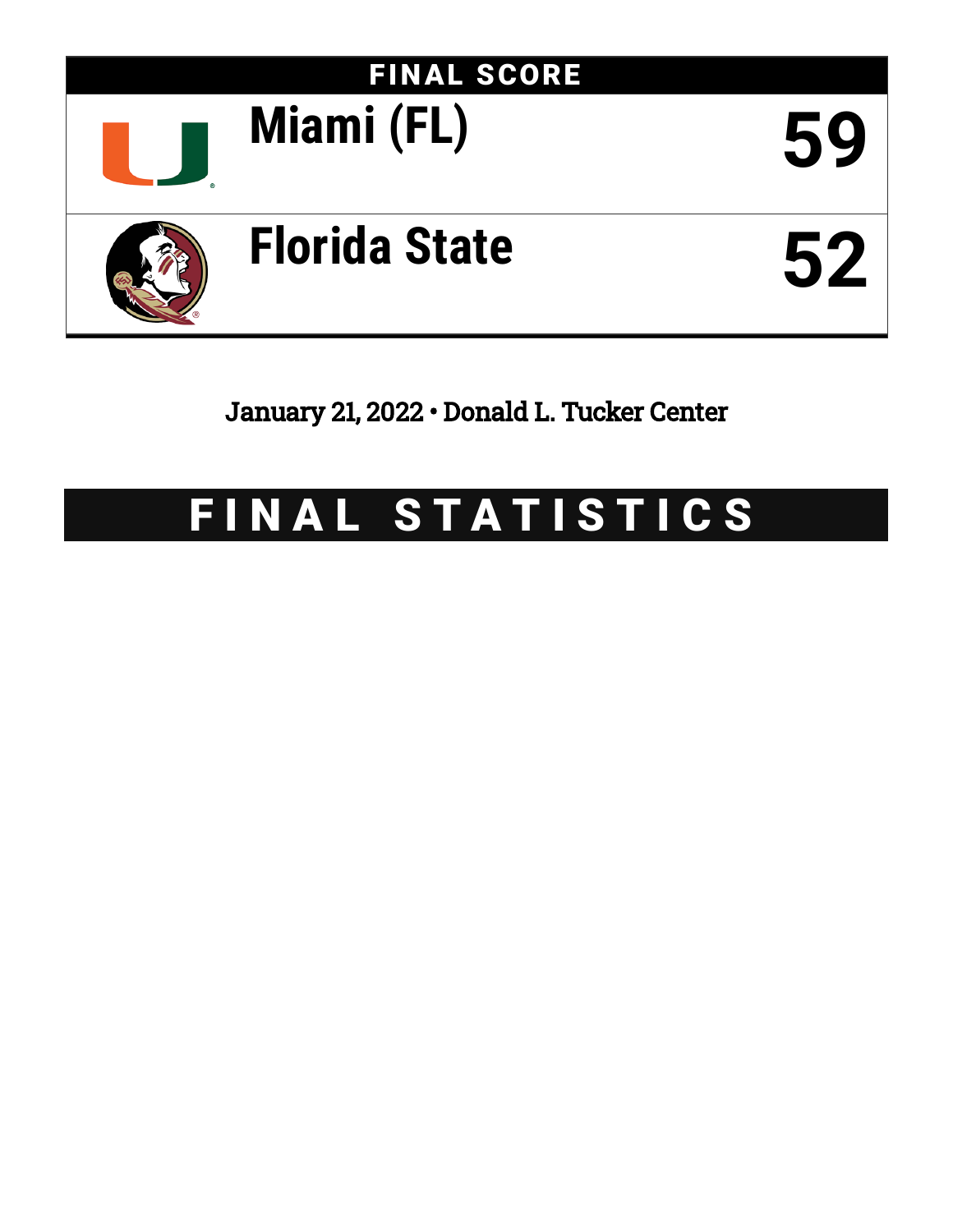# FINAL SCORE

| Team | Score |
| --- | --- |
| Miami (FL) | 59 |
| Florida State | 52 |

January 21, 2022 • Donald L. Tucker Center

# FINAL STATISTICS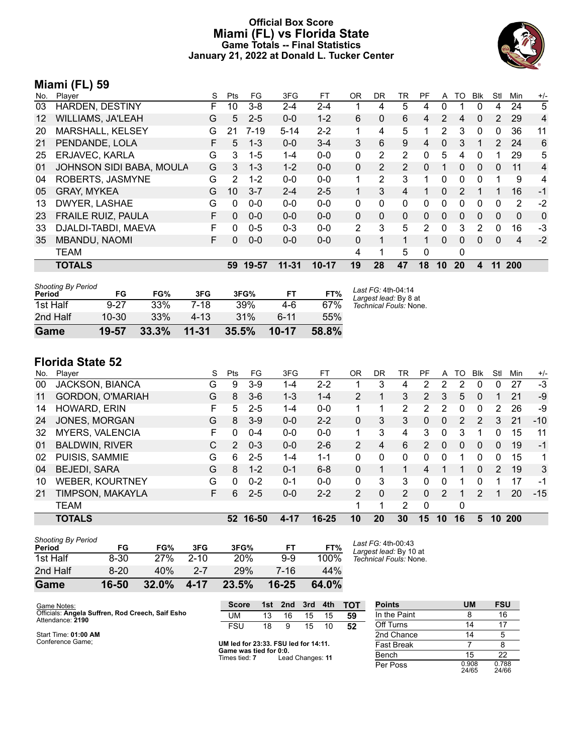# Official Box Score
# Miami (FL) vs Florida State
## Game Totals -- Final Statistics
### January 21, 2022 at Donald L. Tucker Center

## Miami (FL) 59

| No. | Player | S | Pts | FG | 3FG | FT | OR | DR | TR | PF | A | TO | Blk | Stl | Min | +/- |
|---|---|---|---|---|---|---|---|---|---|---|---|---|---|---|---|---|
| 03 | HARDEN, DESTINY | F | 10 | 3-8 | 2-4 | 2-4 | 1 | 4 | 5 | 4 | 0 | 1 | 0 | 4 | 24 | 5 |
| 12 | WILLIAMS, JA'LEAH | G | 5 | 2-5 | 0-0 | 1-2 | 6 | 0 | 6 | 4 | 2 | 4 | 0 | 2 | 29 | 4 |
| 20 | MARSHALL, KELSEY | G | 21 | 7-19 | 5-14 | 2-2 | 1 | 4 | 5 | 1 | 2 | 3 | 0 | 0 | 36 | 11 |
| 21 | PENDANDE, LOLA | F | 5 | 1-3 | 0-0 | 3-4 | 3 | 6 | 9 | 4 | 0 | 3 | 1 | 2 | 24 | 6 |
| 25 | ERJAVEC, KARLA | G | 3 | 1-5 | 1-4 | 0-0 | 0 | 2 | 2 | 0 | 5 | 4 | 0 | 1 | 29 | 5 |
| 01 | JOHNSON SIDI BABA, MOULA | G | 3 | 1-3 | 1-2 | 0-0 | 0 | 2 | 2 | 0 | 1 | 0 | 0 | 0 | 11 | 4 |
| 04 | ROBERTS, JASMYNE | G | 2 | 1-2 | 0-0 | 0-0 | 1 | 2 | 3 | 1 | 0 | 0 | 0 | 1 | 9 | 4 |
| 05 | GRAY, MYKEA | G | 10 | 3-7 | 2-4 | 2-5 | 1 | 3 | 4 | 1 | 0 | 2 | 1 | 1 | 16 | -1 |
| 13 | DWYER, LASHAE | G | 0 | 0-0 | 0-0 | 0-0 | 0 | 0 | 0 | 0 | 0 | 0 | 0 | 0 | 2 | -2 |
| 23 | FRAILE RUIZ, PAULA | F | 0 | 0-0 | 0-0 | 0-0 | 0 | 0 | 0 | 0 | 0 | 0 | 0 | 0 | 0 | 0 |
| 33 | DJALDI-TABDI, MAEVA | F | 0 | 0-5 | 0-3 | 0-0 | 2 | 3 | 5 | 2 | 0 | 3 | 2 | 0 | 16 | -3 |
| 35 | MBANDU, NAOMI | F | 0 | 0-0 | 0-0 | 0-0 | 0 | 1 | 1 | 1 | 0 | 0 | 0 | 0 | 4 | -2 |
| | TEAM | | | | | | 4 | 1 | 5 | 0 | | 0 | | | | |
| | **TOTALS** | | **59** | **19-57** | **11-31** | **10-17** | **19** | **28** | **47** | **18** | **10** | **20** | **4** | **11** | **200** | |

*Shooting By Period*

| Period | FG | FG% | 3FG | 3FG% | FT | FT% |
|---|---|---|---|---|---|---|
| 1st Half | 9-27 | 33% | 7-18 | 39% | 4-6 | 67% |
| 2nd Half | 10-30 | 33% | 4-13 | 31% | 6-11 | 55% |
| **Game** | **19-57** | **33.3%** | **11-31** | **35.5%** | **10-17** | **58.8%** |

*Last FG:* 4th-04:14
*Largest lead:* By 8 at
*Technical Fouls:* None.

## Florida State 52

| No. | Player | S | Pts | FG | 3FG | FT | OR | DR | TR | PF | A | TO | Blk | Stl | Min | +/- |
|---|---|---|---|---|---|---|---|---|---|---|---|---|---|---|---|---|
| 00 | JACKSON, BIANCA | G | 9 | 3-9 | 1-4 | 2-2 | 1 | 3 | 4 | 2 | 2 | 2 | 0 | 0 | 27 | -3 |
| 11 | GORDON, O'MARIAH | G | 8 | 3-6 | 1-3 | 1-4 | 2 | 1 | 3 | 2 | 3 | 5 | 0 | 1 | 21 | -9 |
| 14 | HOWARD, ERIN | F | 5 | 2-5 | 1-4 | 0-0 | 1 | 1 | 2 | 2 | 2 | 0 | 0 | 2 | 26 | -9 |
| 24 | JONES, MORGAN | G | 8 | 3-9 | 0-0 | 2-2 | 0 | 3 | 3 | 0 | 0 | 2 | 2 | 3 | 21 | -10 |
| 32 | MYERS, VALENCIA | F | 0 | 0-4 | 0-0 | 0-0 | 1 | 3 | 4 | 3 | 0 | 3 | 1 | 0 | 15 | 11 |
| 01 | BALDWIN, RIVER | C | 2 | 0-3 | 0-0 | 2-6 | 2 | 4 | 6 | 2 | 0 | 0 | 0 | 0 | 19 | -1 |
| 02 | PUISIS, SAMMIE | G | 6 | 2-5 | 1-4 | 1-1 | 0 | 0 | 0 | 0 | 0 | 1 | 0 | 0 | 15 | 1 |
| 04 | BEJEDI, SARA | G | 8 | 1-2 | 0-1 | 6-8 | 0 | 1 | 1 | 4 | 1 | 1 | 0 | 2 | 19 | 3 |
| 10 | WEBER, KOURTNEY | G | 0 | 0-2 | 0-1 | 0-0 | 0 | 3 | 3 | 0 | 0 | 1 | 0 | 1 | 17 | -1 |
| 21 | TIMPSON, MAKAYLA | F | 6 | 2-5 | 0-0 | 2-2 | 2 | 0 | 2 | 0 | 2 | 1 | 2 | 1 | 20 | -15 |
| | TEAM | | | | | | 1 | 1 | 2 | 0 | | 0 | | | | |
| | **TOTALS** | | **52** | **16-50** | **4-17** | **16-25** | **10** | **20** | **30** | **15** | **10** | **16** | **5** | **10** | **200** | |

*Shooting By Period*

| Period | FG | FG% | 3FG | 3FG% | FT | FT% |
|---|---|---|---|---|---|---|
| 1st Half | 8-30 | 27% | 2-10 | 20% | 9-9 | 100% |
| 2nd Half | 8-20 | 40% | 2-7 | 29% | 7-16 | 44% |
| **Game** | **16-50** | **32.0%** | **4-17** | **23.5%** | **16-25** | **64.0%** |

*Last FG:* 4th-00:43
*Largest lead:* By 10 at
*Technical Fouls:* None.

Game Notes:
Officials: **Angela Suffren, Rod Creech, Saif Esho**
Attendance: **2190**

Start Time: **01:00 AM**
Conference Game;

| Score | 1st | 2nd | 3rd | 4th | TOT |
|---|---|---|---|---|---|
| UM | 13 | 16 | 15 | 15 | **59** |
| FSU | 18 | 9 | 15 | 10 | **52** |

**UM led for 23:33. FSU led for 14:11.**
**Game was tied for 0:0.**
Times tied: **7** Lead Changes: **11**

| Points | UM | FSU |
|---|---|---|
| In the Paint | 8 | 16 |
| Off Turns | 14 | 17 |
| 2nd Chance | 14 | 5 |
| Fast Break | 7 | 8 |
| Bench | 15 | 22 |
| Per Poss | 0.908 24/65 | 0.788 24/66 |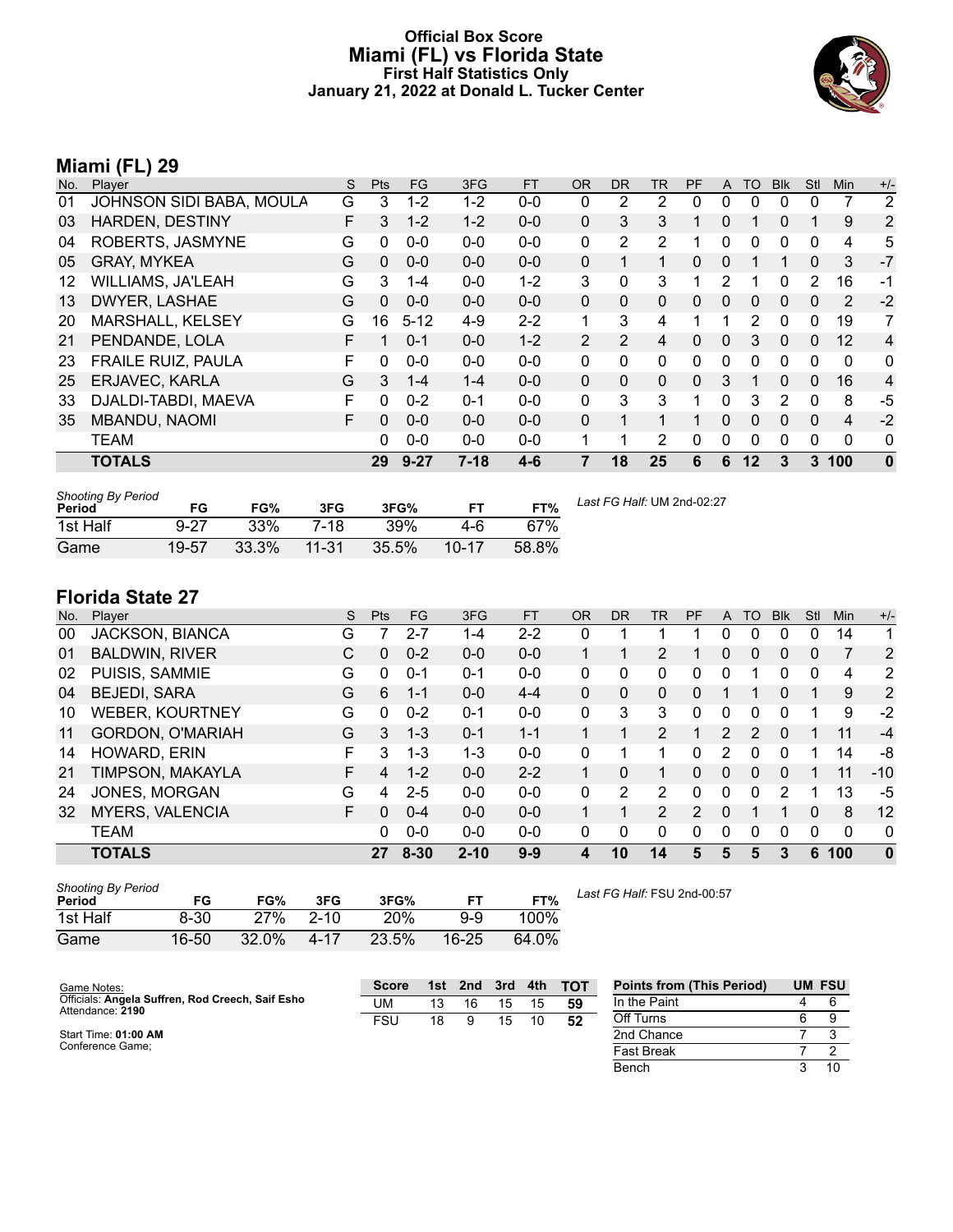# Official Box Score
# Miami (FL) vs Florida State
## First Half Statistics Only
### January 21, 2022 at Donald L. Tucker Center

## Miami (FL) 29

| No. | Player | S | Pts | FG | 3FG | FT | OR | DR | TR | PF | A | TO | Blk | Stl | Min | +/- |
|---|---|---|---|---|---|---|---|---|---|---|---|---|---|---|---|---|
| 01 | JOHNSON SIDI BABA, MOULA | G | 3 | 1-2 | 1-2 | 0-0 | 0 | 2 | 2 | 0 | 0 | 0 | 0 | 0 | 7 | 2 |
| 03 | HARDEN, DESTINY | F | 3 | 1-2 | 1-2 | 0-0 | 0 | 3 | 3 | 1 | 0 | 1 | 0 | 1 | 9 | 2 |
| 04 | ROBERTS, JASMYNE | G | 0 | 0-0 | 0-0 | 0-0 | 0 | 2 | 2 | 1 | 0 | 0 | 0 | 0 | 4 | 5 |
| 05 | GRAY, MYKEA | G | 0 | 0-0 | 0-0 | 0-0 | 0 | 1 | 1 | 0 | 0 | 1 | 1 | 0 | 3 | -7 |
| 12 | WILLIAMS, JA'LEAH | G | 3 | 1-4 | 0-0 | 1-2 | 3 | 0 | 3 | 1 | 2 | 1 | 0 | 2 | 16 | -1 |
| 13 | DWYER, LASHAE | G | 0 | 0-0 | 0-0 | 0-0 | 0 | 0 | 0 | 0 | 0 | 0 | 0 | 0 | 2 | -2 |
| 20 | MARSHALL, KELSEY | G | 16 | 5-12 | 4-9 | 2-2 | 1 | 3 | 4 | 1 | 1 | 2 | 0 | 0 | 19 | 7 |
| 21 | PENDANDE, LOLA | F | 1 | 0-1 | 0-0 | 1-2 | 2 | 2 | 4 | 0 | 0 | 3 | 0 | 0 | 12 | 4 |
| 23 | FRAILE RUIZ, PAULA | F | 0 | 0-0 | 0-0 | 0-0 | 0 | 0 | 0 | 0 | 0 | 0 | 0 | 0 | 0 | 0 |
| 25 | ERJAVEC, KARLA | G | 3 | 1-4 | 1-4 | 0-0 | 0 | 0 | 0 | 0 | 3 | 1 | 0 | 0 | 16 | 4 |
| 33 | DJALDI-TABDI, MAEVA | F | 0 | 0-2 | 0-1 | 0-0 | 0 | 3 | 3 | 1 | 0 | 3 | 2 | 0 | 8 | -5 |
| 35 | MBANDU, NAOMI | F | 0 | 0-0 | 0-0 | 0-0 | 0 | 1 | 1 | 1 | 0 | 0 | 0 | 0 | 4 | -2 |
| | TEAM | | 0 | 0-0 | 0-0 | 0-0 | 1 | 1 | 2 | 0 | 0 | 0 | 0 | 0 | 0 | 0 |
| | **TOTALS** | | **29** | **9-27** | **7-18** | **4-6** | **7** | **18** | **25** | **6** | **6** | **12** | **3** | **3** | **100** | **0** |

| Shooting By Period Period | FG | FG% | 3FG | 3FG% | FT | FT% |
|---|---|---|---|---|---|---|
| 1st Half | 9-27 | 33% | 7-18 | 39% | 4-6 | 67% |
| Game | 19-57 | 33.3% | 11-31 | 35.5% | 10-17 | 58.8% |

*Last FG Half:* UM 2nd-02:27

## Florida State 27

| No. | Player | S | Pts | FG | 3FG | FT | OR | DR | TR | PF | A | TO | Blk | Stl | Min | +/- |
|---|---|---|---|---|---|---|---|---|---|---|---|---|---|---|---|---|
| 00 | JACKSON, BIANCA | G | 7 | 2-7 | 1-4 | 2-2 | 0 | 1 | 1 | 1 | 0 | 0 | 0 | 0 | 14 | 1 |
| 01 | BALDWIN, RIVER | C | 0 | 0-2 | 0-0 | 0-0 | 1 | 1 | 2 | 1 | 0 | 0 | 0 | 0 | 7 | 2 |
| 02 | PUISIS, SAMMIE | G | 0 | 0-1 | 0-1 | 0-0 | 0 | 0 | 0 | 0 | 0 | 1 | 0 | 0 | 4 | 2 |
| 04 | BEJEDI, SARA | G | 6 | 1-1 | 0-0 | 4-4 | 0 | 0 | 0 | 0 | 1 | 1 | 0 | 1 | 9 | 2 |
| 10 | WEBER, KOURTNEY | G | 0 | 0-2 | 0-1 | 0-0 | 0 | 3 | 3 | 0 | 0 | 0 | 0 | 1 | 9 | -2 |
| 11 | GORDON, O'MARIAH | G | 3 | 1-3 | 0-1 | 1-1 | 1 | 1 | 2 | 1 | 2 | 2 | 0 | 1 | 11 | -4 |
| 14 | HOWARD, ERIN | F | 3 | 1-3 | 1-3 | 0-0 | 0 | 1 | 1 | 0 | 2 | 0 | 0 | 1 | 14 | -8 |
| 21 | TIMPSON, MAKAYLA | F | 4 | 1-2 | 0-0 | 2-2 | 1 | 0 | 1 | 0 | 0 | 0 | 0 | 1 | 11 | -10 |
| 24 | JONES, MORGAN | G | 4 | 2-5 | 0-0 | 0-0 | 0 | 2 | 2 | 0 | 0 | 0 | 2 | 1 | 13 | -5 |
| 32 | MYERS, VALENCIA | F | 0 | 0-4 | 0-0 | 0-0 | 1 | 1 | 2 | 2 | 0 | 1 | 1 | 0 | 8 | 12 |
| | TEAM | | 0 | 0-0 | 0-0 | 0-0 | 0 | 0 | 0 | 0 | 0 | 0 | 0 | 0 | 0 | 0 |
| | **TOTALS** | | **27** | **8-30** | **2-10** | **9-9** | **4** | **10** | **14** | **5** | **5** | **5** | **3** | **6** | **100** | **0** |

| Shooting By Period Period | FG | FG% | 3FG | 3FG% | FT | FT% |
|---|---|---|---|---|---|---|
| 1st Half | 8-30 | 27% | 2-10 | 20% | 9-9 | 100% |
| Game | 16-50 | 32.0% | 4-17 | 23.5% | 16-25 | 64.0% |

*Last FG Half:* FSU 2nd-00:57

Game Notes:
Officials: **Angela Suffren, Rod Creech, Saif Esho**
Attendance: **2190**

Start Time: **01:00 AM**
Conference Game;

| Score | 1st | 2nd | 3rd | 4th | TOT |
|---|---|---|---|---|---|
| UM | 13 | 16 | 15 | 15 | 59 |
| FSU | 18 | 9 | 15 | 10 | 52 |

| Points from (This Period) | UM | FSU |
|---|---|---|
| In the Paint | 4 | 6 |
| Off Turns | 6 | 9 |
| 2nd Chance | 7 | 3 |
| Fast Break | 7 | 2 |
| Bench | 3 | 10 |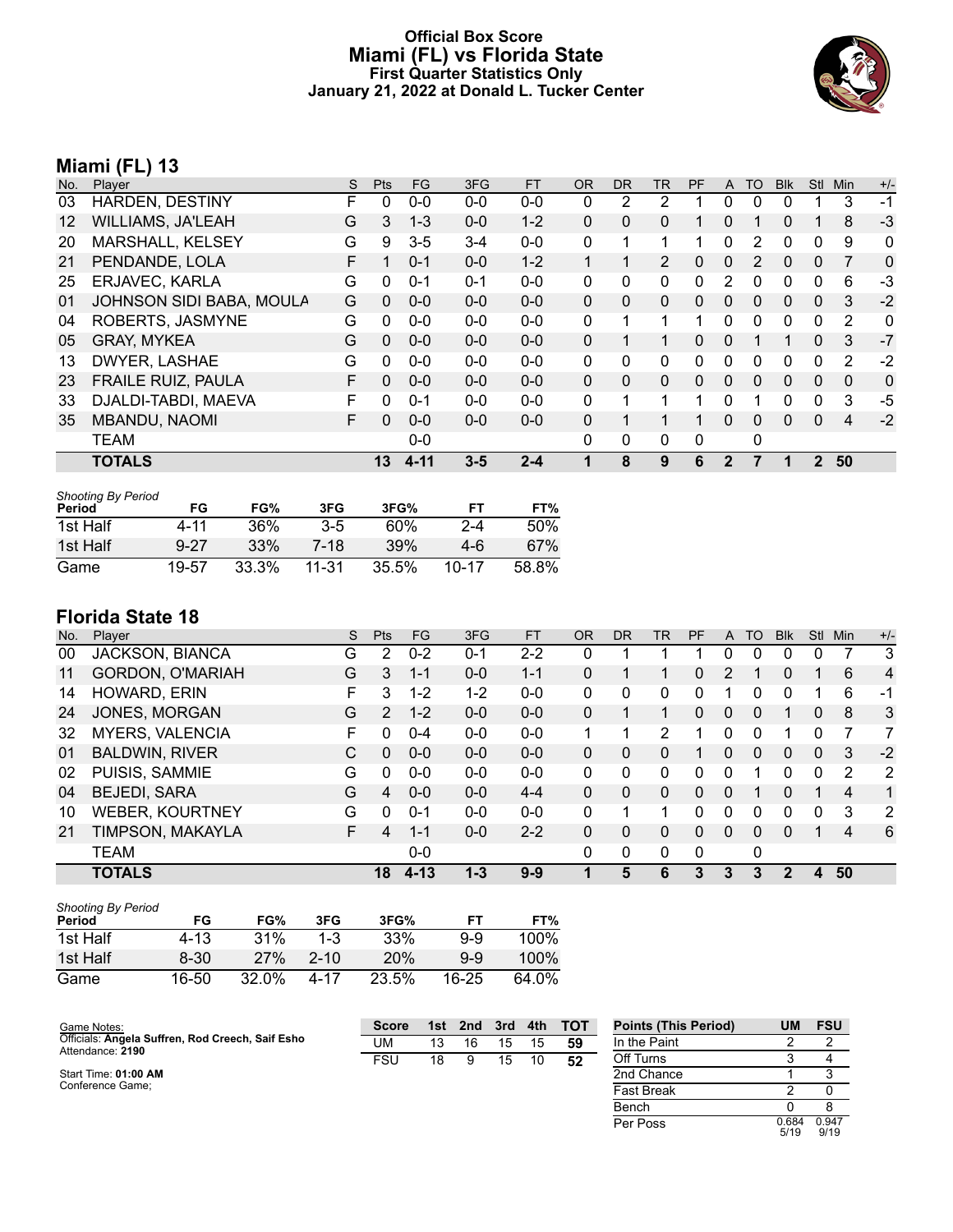# Official Box Score
# Miami (FL) vs Florida State
## First Quarter Statistics Only
### January 21, 2022 at Donald L. Tucker Center

## Miami (FL) 13

| No. | Player | S | Pts | FG | 3FG | FT | OR | DR | TR | PF | A | TO | Blk | Stl | Min | +/- |
|---|---|---|---|---|---|---|---|---|---|---|---|---|---|---|---|---|
| 03 | HARDEN, DESTINY | F | 0 | 0-0 | 0-0 | 0-0 | 0 | 2 | 2 | 1 | 0 | 0 | 0 | 1 | 3 | -1 |
| 12 | WILLIAMS, JA'LEAH | G | 3 | 1-3 | 0-0 | 1-2 | 0 | 0 | 0 | 1 | 0 | 1 | 0 | 1 | 8 | -3 |
| 20 | MARSHALL, KELSEY | G | 9 | 3-5 | 3-4 | 0-0 | 0 | 1 | 1 | 1 | 0 | 2 | 0 | 0 | 9 | 0 |
| 21 | PENDANDE, LOLA | F | 1 | 0-1 | 0-0 | 1-2 | 1 | 1 | 2 | 0 | 0 | 2 | 0 | 0 | 7 | 0 |
| 25 | ERJAVEC, KARLA | G | 0 | 0-1 | 0-1 | 0-0 | 0 | 0 | 0 | 0 | 2 | 0 | 0 | 0 | 6 | -3 |
| 01 | JOHNSON SIDI BABA, MOULA | G | 0 | 0-0 | 0-0 | 0-0 | 0 | 0 | 0 | 0 | 0 | 0 | 0 | 0 | 3 | -2 |
| 04 | ROBERTS, JASMYNE | G | 0 | 0-0 | 0-0 | 0-0 | 0 | 1 | 1 | 1 | 0 | 0 | 0 | 0 | 2 | 0 |
| 05 | GRAY, MYKEA | G | 0 | 0-0 | 0-0 | 0-0 | 0 | 1 | 1 | 0 | 0 | 1 | 1 | 0 | 3 | -7 |
| 13 | DWYER, LASHAE | G | 0 | 0-0 | 0-0 | 0-0 | 0 | 0 | 0 | 0 | 0 | 0 | 0 | 0 | 2 | -2 |
| 23 | FRAILE RUIZ, PAULA | F | 0 | 0-0 | 0-0 | 0-0 | 0 | 0 | 0 | 0 | 0 | 0 | 0 | 0 | 0 | 0 |
| 33 | DJALDI-TABDI, MAEVA | F | 0 | 0-1 | 0-0 | 0-0 | 0 | 1 | 1 | 1 | 0 | 1 | 0 | 0 | 3 | -5 |
| 35 | MBANDU, NAOMI | F | 0 | 0-0 | 0-0 | 0-0 | 0 | 1 | 1 | 1 | 0 | 0 | 0 | 0 | 4 | -2 |
| | TEAM | | | 0-0 | | | 0 | 0 | 0 | 0 | | 0 | | | | |
| | **TOTALS** | | **13** | **4-11** | **3-5** | **2-4** | **1** | **8** | **9** | **6** | **2** | **7** | **1** | **2** | **50** | |

*Shooting By Period*

| Period | FG | FG% | 3FG | 3FG% | FT | FT% |
|---|---|---|---|---|---|---|
| 1st Half | 4-11 | 36% | 3-5 | 60% | 2-4 | 50% |
| 1st Half | 9-27 | 33% | 7-18 | 39% | 4-6 | 67% |
| Game | 19-57 | 33.3% | 11-31 | 35.5% | 10-17 | 58.8% |

## Florida State 18

| No. | Player | S | Pts | FG | 3FG | FT | OR | DR | TR | PF | A | TO | Blk | Stl | Min | +/- |
|---|---|---|---|---|---|---|---|---|---|---|---|---|---|---|---|---|
| 00 | JACKSON, BIANCA | G | 2 | 0-2 | 0-1 | 2-2 | 0 | 1 | 1 | 1 | 0 | 0 | 0 | 0 | 7 | 3 |
| 11 | GORDON, O'MARIAH | G | 3 | 1-1 | 0-0 | 1-1 | 0 | 1 | 1 | 0 | 2 | 1 | 0 | 1 | 6 | 4 |
| 14 | HOWARD, ERIN | F | 3 | 1-2 | 1-2 | 0-0 | 0 | 0 | 0 | 0 | 1 | 0 | 0 | 1 | 6 | -1 |
| 24 | JONES, MORGAN | G | 2 | 1-2 | 0-0 | 0-0 | 0 | 1 | 1 | 0 | 0 | 0 | 1 | 0 | 8 | 3 |
| 32 | MYERS, VALENCIA | F | 0 | 0-4 | 0-0 | 0-0 | 1 | 1 | 2 | 1 | 0 | 0 | 1 | 0 | 7 | 7 |
| 01 | BALDWIN, RIVER | C | 0 | 0-0 | 0-0 | 0-0 | 0 | 0 | 0 | 1 | 0 | 0 | 0 | 0 | 3 | -2 |
| 02 | PUISIS, SAMMIE | G | 0 | 0-0 | 0-0 | 0-0 | 0 | 0 | 0 | 0 | 0 | 1 | 0 | 0 | 2 | 2 |
| 04 | BEJEDI, SARA | G | 4 | 0-0 | 0-0 | 4-4 | 0 | 0 | 0 | 0 | 0 | 1 | 0 | 1 | 4 | 1 |
| 10 | WEBER, KOURTNEY | G | 0 | 0-1 | 0-0 | 0-0 | 0 | 1 | 1 | 0 | 0 | 0 | 0 | 0 | 3 | 2 |
| 21 | TIMPSON, MAKAYLA | F | 4 | 1-1 | 0-0 | 2-2 | 0 | 0 | 0 | 0 | 0 | 0 | 0 | 1 | 4 | 6 |
| | TEAM | | | 0-0 | | | 0 | 0 | 0 | 0 | | 0 | | | | |
| | **TOTALS** | | **18** | **4-13** | **1-3** | **9-9** | **1** | **5** | **6** | **3** | **3** | **3** | **2** | **4** | **50** | |

*Shooting By Period*

| Period | FG | FG% | 3FG | 3FG% | FT | FT% |
|---|---|---|---|---|---|---|
| 1st Half | 4-13 | 31% | 1-3 | 33% | 9-9 | 100% |
| 1st Half | 8-30 | 27% | 2-10 | 20% | 9-9 | 100% |
| Game | 16-50 | 32.0% | 4-17 | 23.5% | 16-25 | 64.0% |

Game Notes:
Officials: **Angela Suffren, Rod Creech, Saif Esho**
Attendance: **2190**

Start Time: **01:00 AM**
Conference Game;

| Score | 1st | 2nd | 3rd | 4th | TOT |
|---|---|---|---|---|---|
| UM | 13 | 16 | 15 | 15 | **59** |
| FSU | 18 | 9 | 15 | 10 | **52** |

| Points (This Period) | UM | FSU |
|---|---|---|
| In the Paint | 2 | 2 |
| Off Turns | 3 | 4 |
| 2nd Chance | 1 | 3 |
| Fast Break | 2 | 0 |
| Bench | 0 | 8 |
| Per Poss | 0.684 5/19 | 0.947 9/19 |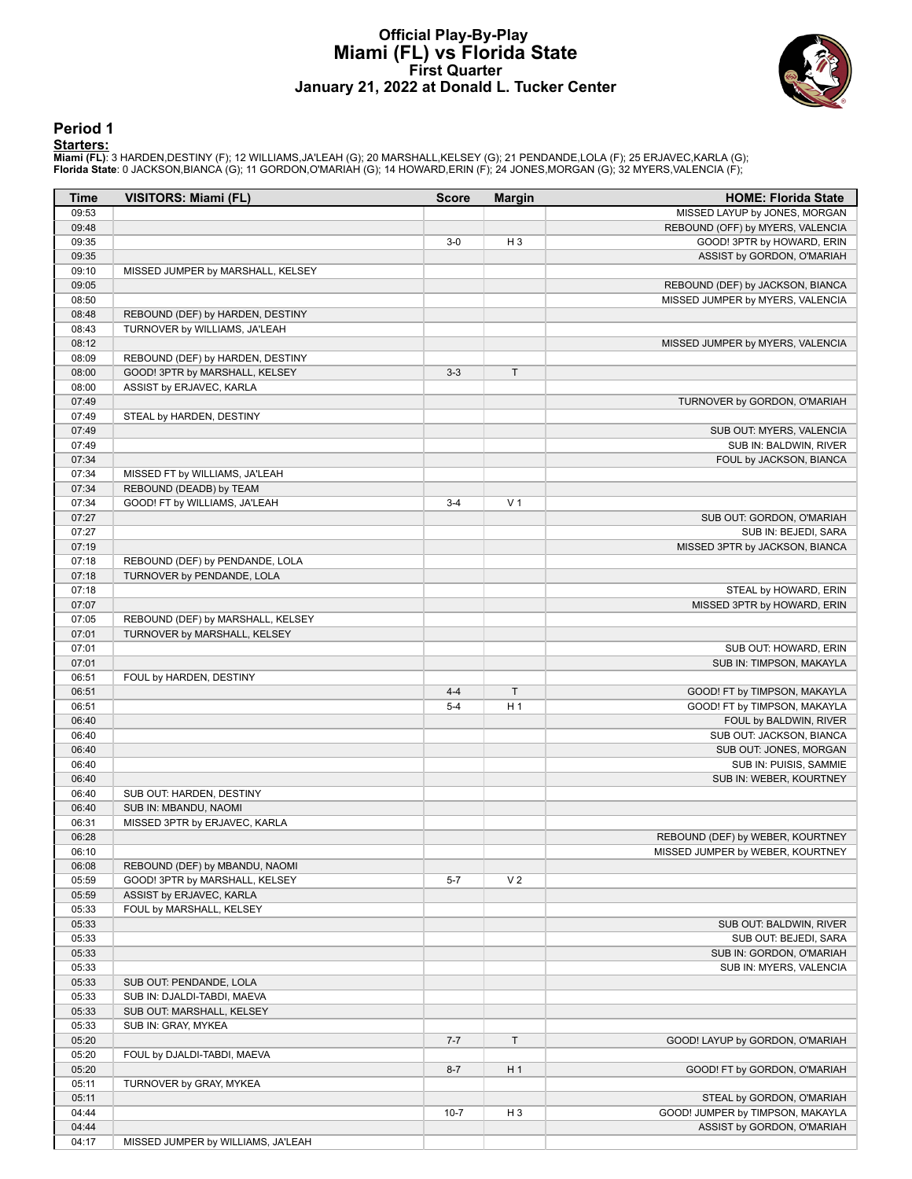# Official Play-By-Play
# Miami (FL) vs Florida State
## First Quarter
### January 21, 2022 at Donald L. Tucker Center

## Period 1

**Starters:**

**Miami (FL)**: 3 HARDEN,DESTINY (F); 12 WILLIAMS,JA'LEAH (G); 20 MARSHALL,KELSEY (G); 21 PENDANDE,LOLA (F); 25 ERJAVEC,KARLA (G);
**Florida State**: 0 JACKSON,BIANCA (G); 11 GORDON,O'MARIAH (G); 14 HOWARD,ERIN (F); 24 JONES,MORGAN (G); 32 MYERS,VALENCIA (F);

| Time | VISITORS: Miami (FL) | Score | Margin | HOME: Florida State |
|---|---|---|---|---|
| 09:53 | | | | MISSED LAYUP by JONES, MORGAN |
| 09:48 | | | | REBOUND (OFF) by MYERS, VALENCIA |
| 09:35 | | 3-0 | H 3 | GOOD! 3PTR by HOWARD, ERIN |
| 09:35 | | | | ASSIST by GORDON, O'MARIAH |
| 09:10 | MISSED JUMPER by MARSHALL, KELSEY | | | |
| 09:05 | | | | REBOUND (DEF) by JACKSON, BIANCA |
| 08:50 | | | | MISSED JUMPER by MYERS, VALENCIA |
| 08:48 | REBOUND (DEF) by HARDEN, DESTINY | | | |
| 08:43 | TURNOVER by WILLIAMS, JA'LEAH | | | |
| 08:12 | | | | MISSED JUMPER by MYERS, VALENCIA |
| 08:09 | REBOUND (DEF) by HARDEN, DESTINY | | | |
| 08:00 | GOOD! 3PTR by MARSHALL, KELSEY | 3-3 | T | |
| 08:00 | ASSIST by ERJAVEC, KARLA | | | |
| 07:49 | | | | TURNOVER by GORDON, O'MARIAH |
| 07:49 | STEAL by HARDEN, DESTINY | | | |
| 07:49 | | | | SUB OUT: MYERS, VALENCIA |
| 07:49 | | | | SUB IN: BALDWIN, RIVER |
| 07:34 | | | | FOUL by JACKSON, BIANCA |
| 07:34 | MISSED FT by WILLIAMS, JA'LEAH | | | |
| 07:34 | REBOUND (DEADB) by TEAM | | | |
| 07:34 | GOOD! FT by WILLIAMS, JA'LEAH | 3-4 | V 1 | |
| 07:27 | | | | SUB OUT: GORDON, O'MARIAH |
| 07:27 | | | | SUB IN: BEJEDI, SARA |
| 07:19 | | | | MISSED 3PTR by JACKSON, BIANCA |
| 07:18 | REBOUND (DEF) by PENDANDE, LOLA | | | |
| 07:18 | TURNOVER by PENDANDE, LOLA | | | |
| 07:18 | | | | STEAL by HOWARD, ERIN |
| 07:07 | | | | MISSED 3PTR by HOWARD, ERIN |
| 07:05 | REBOUND (DEF) by MARSHALL, KELSEY | | | |
| 07:01 | TURNOVER by MARSHALL, KELSEY | | | |
| 07:01 | | | | SUB OUT: HOWARD, ERIN |
| 07:01 | | | | SUB IN: TIMPSON, MAKAYLA |
| 06:51 | FOUL by HARDEN, DESTINY | | | |
| 06:51 | | 4-4 | T | GOOD! FT by TIMPSON, MAKAYLA |
| 06:51 | | 5-4 | H 1 | GOOD! FT by TIMPSON, MAKAYLA |
| 06:40 | | | | FOUL by BALDWIN, RIVER |
| 06:40 | | | | SUB OUT: JACKSON, BIANCA |
| 06:40 | | | | SUB OUT: JONES, MORGAN |
| 06:40 | | | | SUB IN: PUISIS, SAMMIE |
| 06:40 | | | | SUB IN: WEBER, KOURTNEY |
| 06:40 | SUB OUT: HARDEN, DESTINY | | | |
| 06:40 | SUB IN: MBANDU, NAOMI | | | |
| 06:31 | MISSED 3PTR by ERJAVEC, KARLA | | | |
| 06:28 | | | | REBOUND (DEF) by WEBER, KOURTNEY |
| 06:10 | | | | MISSED JUMPER by WEBER, KOURTNEY |
| 06:08 | REBOUND (DEF) by MBANDU, NAOMI | | | |
| 05:59 | GOOD! 3PTR by MARSHALL, KELSEY | 5-7 | V 2 | |
| 05:59 | ASSIST by ERJAVEC, KARLA | | | |
| 05:33 | FOUL by MARSHALL, KELSEY | | | |
| 05:33 | | | | SUB OUT: BALDWIN, RIVER |
| 05:33 | | | | SUB OUT: BEJEDI, SARA |
| 05:33 | | | | SUB IN: GORDON, O'MARIAH |
| 05:33 | | | | SUB IN: MYERS, VALENCIA |
| 05:33 | SUB OUT: PENDANDE, LOLA | | | |
| 05:33 | SUB IN: DJALDI-TABDI, MAEVA | | | |
| 05:33 | SUB OUT: MARSHALL, KELSEY | | | |
| 05:33 | SUB IN: GRAY, MYKEA | | | |
| 05:20 | | 7-7 | T | GOOD! LAYUP by GORDON, O'MARIAH |
| 05:20 | FOUL by DJALDI-TABDI, MAEVA | | | |
| 05:20 | | 8-7 | H 1 | GOOD! FT by GORDON, O'MARIAH |
| 05:11 | TURNOVER by GRAY, MYKEA | | | |
| 05:11 | | | | STEAL by GORDON, O'MARIAH |
| 04:44 | | 10-7 | H 3 | GOOD! JUMPER by TIMPSON, MAKAYLA |
| 04:44 | | | | ASSIST by GORDON, O'MARIAH |
| 04:17 | MISSED JUMPER by WILLIAMS, JA'LEAH | | | |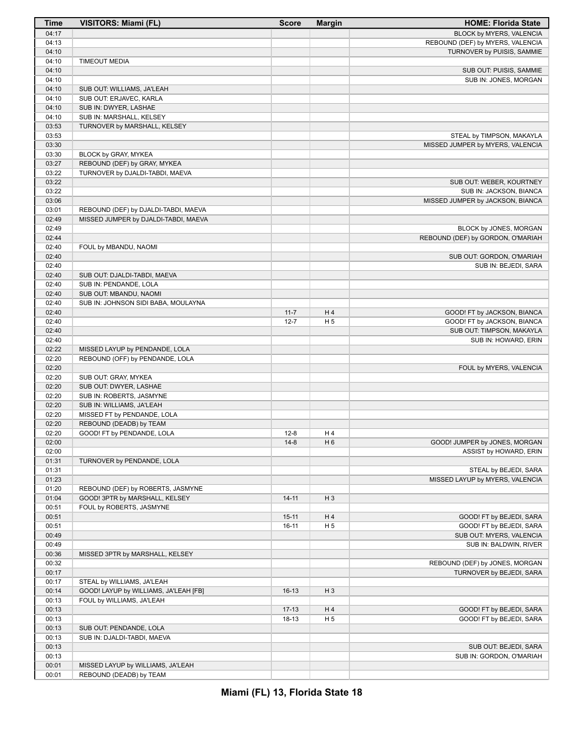| Time | VISITORS: Miami (FL) | Score | Margin | HOME: Florida State |
|---|---|---|---|---|
| 04:17 | | | | BLOCK by MYERS, VALENCIA |
| 04:13 | | | | REBOUND (DEF) by MYERS, VALENCIA |
| 04:10 | | | | TURNOVER by PUISIS, SAMMIE |
| 04:10 | TIMEOUT MEDIA | | | |
| 04:10 | | | | SUB OUT: PUISIS, SAMMIE |
| 04:10 | | | | SUB IN: JONES, MORGAN |
| 04:10 | SUB OUT: WILLIAMS, JA'LEAH | | | |
| 04:10 | SUB OUT: ERJAVEC, KARLA | | | |
| 04:10 | SUB IN: DWYER, LASHAE | | | |
| 04:10 | SUB IN: MARSHALL, KELSEY | | | |
| 03:53 | TURNOVER by MARSHALL, KELSEY | | | |
| 03:53 | | | | STEAL by TIMPSON, MAKAYLA |
| 03:30 | | | | MISSED JUMPER by MYERS, VALENCIA |
| 03:30 | BLOCK by GRAY, MYKEA | | | |
| 03:27 | REBOUND (DEF) by GRAY, MYKEA | | | |
| 03:22 | TURNOVER by DJALDI-TABDI, MAEVA | | | |
| 03:22 | | | | SUB OUT: WEBER, KOURTNEY |
| 03:22 | | | | SUB IN: JACKSON, BIANCA |
| 03:06 | | | | MISSED JUMPER by JACKSON, BIANCA |
| 03:01 | REBOUND (DEF) by DJALDI-TABDI, MAEVA | | | |
| 02:49 | MISSED JUMPER by DJALDI-TABDI, MAEVA | | | |
| 02:49 | | | | BLOCK by JONES, MORGAN |
| 02:44 | | | | REBOUND (DEF) by GORDON, O'MARIAH |
| 02:40 | FOUL by MBANDU, NAOMI | | | |
| 02:40 | | | | SUB OUT: GORDON, O'MARIAH |
| 02:40 | | | | SUB IN: BEJEDI, SARA |
| 02:40 | SUB OUT: DJALDI-TABDI, MAEVA | | | |
| 02:40 | SUB IN: PENDANDE, LOLA | | | |
| 02:40 | SUB OUT: MBANDU, NAOMI | | | |
| 02:40 | SUB IN: JOHNSON SIDI BABA, MOULAYNA | | | |
| 02:40 | | 11-7 | H 4 | GOOD! FT by JACKSON, BIANCA |
| 02:40 | | 12-7 | H 5 | GOOD! FT by JACKSON, BIANCA |
| 02:40 | | | | SUB OUT: TIMPSON, MAKAYLA |
| 02:40 | | | | SUB IN: HOWARD, ERIN |
| 02:22 | MISSED LAYUP by PENDANDE, LOLA | | | |
| 02:20 | REBOUND (OFF) by PENDANDE, LOLA | | | |
| 02:20 | | | | FOUL by MYERS, VALENCIA |
| 02:20 | SUB OUT: GRAY, MYKEA | | | |
| 02:20 | SUB OUT: DWYER, LASHAE | | | |
| 02:20 | SUB IN: ROBERTS, JASMYNE | | | |
| 02:20 | SUB IN: WILLIAMS, JA'LEAH | | | |
| 02:20 | MISSED FT by PENDANDE, LOLA | | | |
| 02:20 | REBOUND (DEADB) by TEAM | | | |
| 02:20 | GOOD! FT by PENDANDE, LOLA | 12-8 | H 4 | |
| 02:00 | | 14-8 | H 6 | GOOD! JUMPER by JONES, MORGAN |
| 02:00 | | | | ASSIST by HOWARD, ERIN |
| 01:31 | TURNOVER by PENDANDE, LOLA | | | |
| 01:31 | | | | STEAL by BEJEDI, SARA |
| 01:23 | | | | MISSED LAYUP by MYERS, VALENCIA |
| 01:20 | REBOUND (DEF) by ROBERTS, JASMYNE | | | |
| 01:04 | GOOD! 3PTR by MARSHALL, KELSEY | 14-11 | H 3 | |
| 00:51 | FOUL by ROBERTS, JASMYNE | | | |
| 00:51 | | 15-11 | H 4 | GOOD! FT by BEJEDI, SARA |
| 00:51 | | 16-11 | H 5 | GOOD! FT by BEJEDI, SARA |
| 00:49 | | | | SUB OUT: MYERS, VALENCIA |
| 00:49 | | | | SUB IN: BALDWIN, RIVER |
| 00:36 | MISSED 3PTR by MARSHALL, KELSEY | | | |
| 00:32 | | | | REBOUND (DEF) by JONES, MORGAN |
| 00:17 | | | | TURNOVER by BEJEDI, SARA |
| 00:17 | STEAL by WILLIAMS, JA'LEAH | | | |
| 00:14 | GOOD! LAYUP by WILLIAMS, JA'LEAH [FB] | 16-13 | H 3 | |
| 00:13 | FOUL by WILLIAMS, JA'LEAH | | | |
| 00:13 | | 17-13 | H 4 | GOOD! FT by BEJEDI, SARA |
| 00:13 | | 18-13 | H 5 | GOOD! FT by BEJEDI, SARA |
| 00:13 | SUB OUT: PENDANDE, LOLA | | | |
| 00:13 | SUB IN: DJALDI-TABDI, MAEVA | | | |
| 00:13 | | | | SUB OUT: BEJEDI, SARA |
| 00:13 | | | | SUB IN: GORDON, O'MARIAH |
| 00:01 | MISSED LAYUP by WILLIAMS, JA'LEAH | | | |
| 00:01 | REBOUND (DEADB) by TEAM | | | |

**Miami (FL) 13, Florida State 18**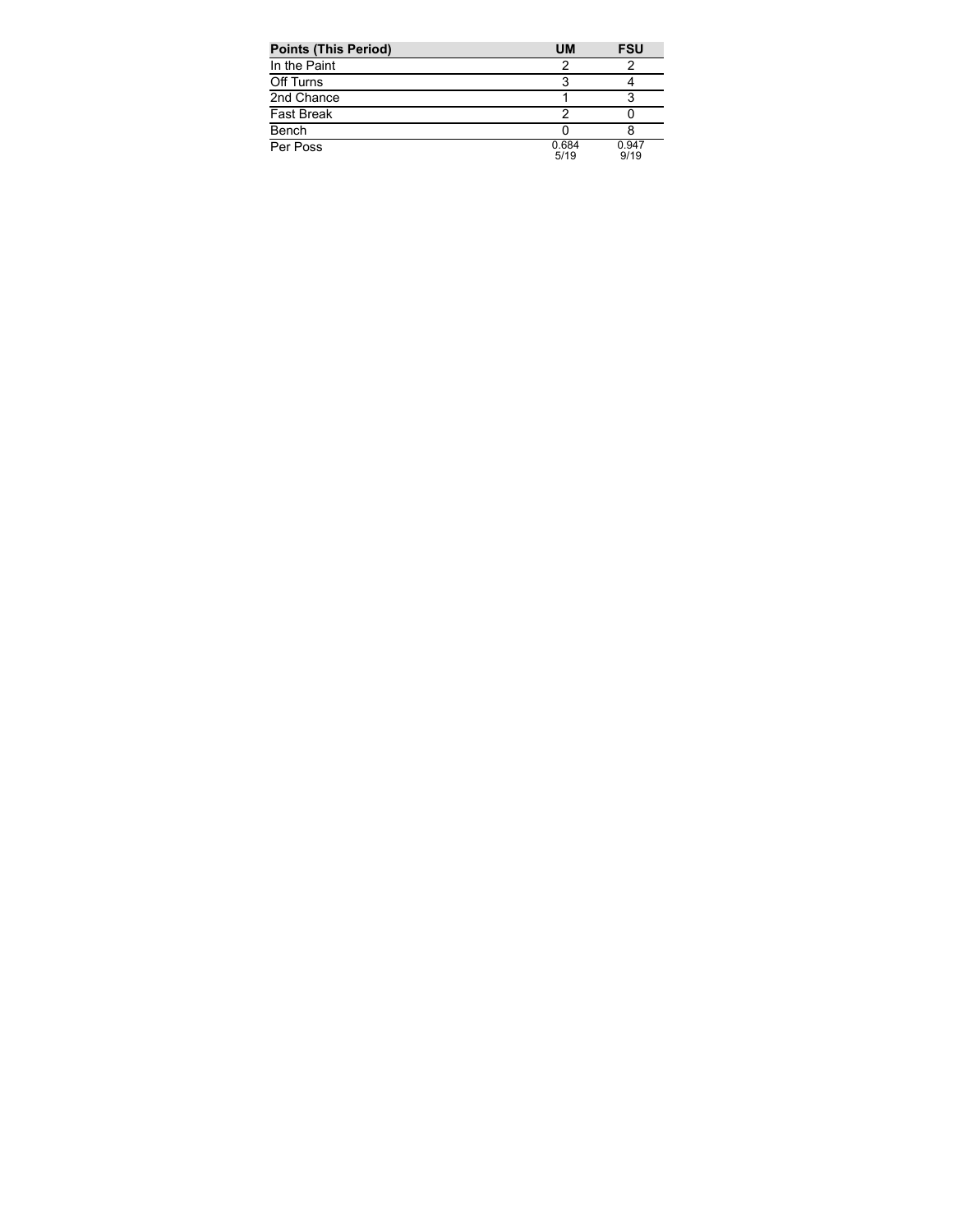| Points (This Period) | UM | FSU |
| --- | --- | --- |
| In the Paint | 2 | 2 |
| Off Turns | 3 | 4 |
| 2nd Chance | 1 | 3 |
| Fast Break | 2 | 0 |
| Bench | 0 | 8 |
| Per Poss | 0.684<br>5/19 | 0.947<br>9/19 |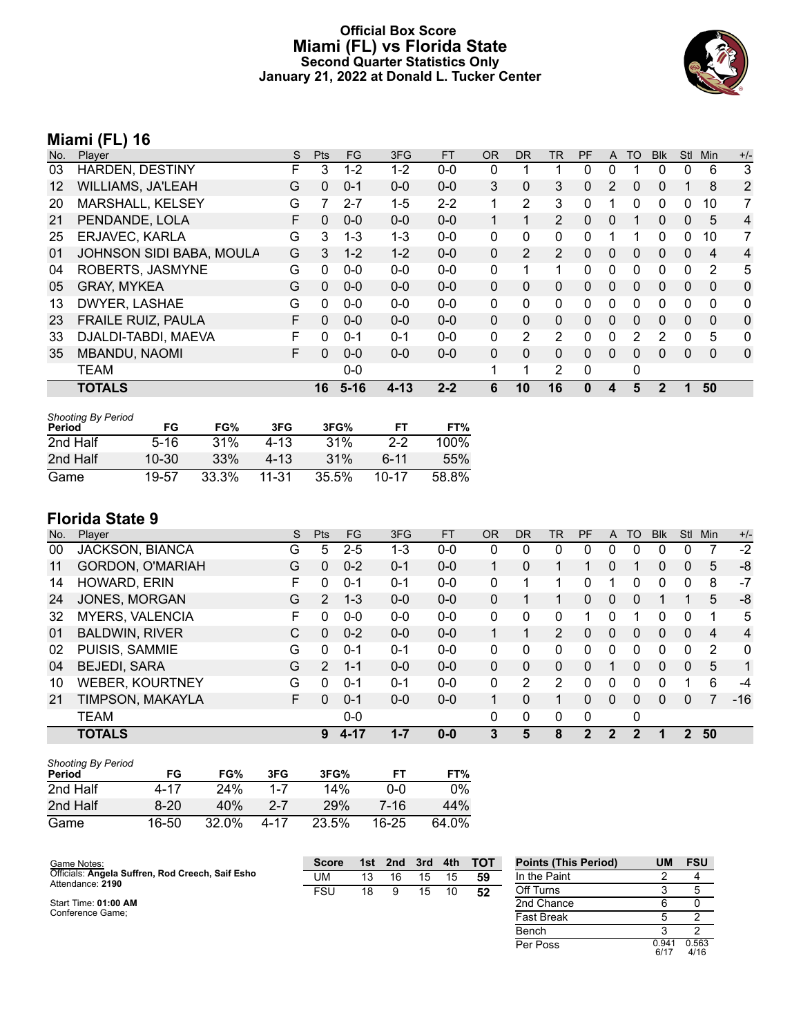# Official Box Score
## Miami (FL) vs Florida State
### Second Quarter Statistics Only
### January 21, 2022 at Donald L. Tucker Center

## Miami (FL) 16

| No. | Player | S | Pts | FG | 3FG | FT | OR | DR | TR | PF | A | TO | Blk | Stl | Min | +/- |
|---|---|---|---|---|---|---|---|---|---|---|---|---|---|---|---|---|
| 03 | HARDEN, DESTINY | F | 3 | 1-2 | 1-2 | 0-0 | 0 | 1 | 1 | 0 | 0 | 1 | 0 | 0 | 6 | 3 |
| 12 | WILLIAMS, JA'LEAH | G | 0 | 0-1 | 0-0 | 0-0 | 3 | 0 | 3 | 0 | 2 | 0 | 0 | 1 | 8 | 2 |
| 20 | MARSHALL, KELSEY | G | 7 | 2-7 | 1-5 | 2-2 | 1 | 2 | 3 | 0 | 1 | 0 | 0 | 0 | 10 | 7 |
| 21 | PENDANDE, LOLA | F | 0 | 0-0 | 0-0 | 0-0 | 1 | 1 | 2 | 0 | 0 | 1 | 0 | 0 | 5 | 4 |
| 25 | ERJAVEC, KARLA | G | 3 | 1-3 | 1-3 | 0-0 | 0 | 0 | 0 | 0 | 1 | 1 | 0 | 0 | 10 | 7 |
| 01 | JOHNSON SIDI BABA, MOULA | G | 3 | 1-2 | 1-2 | 0-0 | 0 | 2 | 2 | 0 | 0 | 0 | 0 | 0 | 4 | 4 |
| 04 | ROBERTS, JASMYNE | G | 0 | 0-0 | 0-0 | 0-0 | 0 | 1 | 1 | 0 | 0 | 0 | 0 | 0 | 2 | 5 |
| 05 | GRAY, MYKEA | G | 0 | 0-0 | 0-0 | 0-0 | 0 | 0 | 0 | 0 | 0 | 0 | 0 | 0 | 0 | 0 |
| 13 | DWYER, LASHAE | G | 0 | 0-0 | 0-0 | 0-0 | 0 | 0 | 0 | 0 | 0 | 0 | 0 | 0 | 0 | 0 |
| 23 | FRAILE RUIZ, PAULA | F | 0 | 0-0 | 0-0 | 0-0 | 0 | 0 | 0 | 0 | 0 | 0 | 0 | 0 | 0 | 0 |
| 33 | DJALDI-TABDI, MAEVA | F | 0 | 0-1 | 0-1 | 0-0 | 0 | 2 | 2 | 0 | 0 | 2 | 2 | 0 | 5 | 0 |
| 35 | MBANDU, NAOMI | F | 0 | 0-0 | 0-0 | 0-0 | 0 | 0 | 0 | 0 | 0 | 0 | 0 | 0 | 0 | 0 |
| | TEAM | | | 0-0 | | | 1 | 1 | 2 | 0 | | 0 | | | | |
| | **TOTALS** | | **16** | **5-16** | **4-13** | **2-2** | **6** | **10** | **16** | **0** | **4** | **5** | **2** | **1** | **50** | |

*Shooting By Period*

| Period | FG | FG% | 3FG | 3FG% | FT | FT% |
|---|---|---|---|---|---|---|
| 2nd Half | 5-16 | 31% | 4-13 | 31% | 2-2 | 100% |
| 2nd Half | 10-30 | 33% | 4-13 | 31% | 6-11 | 55% |
| Game | 19-57 | 33.3% | 11-31 | 35.5% | 10-17 | 58.8% |

## Florida State 9

| No. | Player | S | Pts | FG | 3FG | FT | OR | DR | TR | PF | A | TO | Blk | Stl | Min | +/- |
|---|---|---|---|---|---|---|---|---|---|---|---|---|---|---|---|---|
| 00 | JACKSON, BIANCA | G | 5 | 2-5 | 1-3 | 0-0 | 0 | 0 | 0 | 0 | 0 | 0 | 0 | 0 | 7 | -2 |
| 11 | GORDON, O'MARIAH | G | 0 | 0-2 | 0-1 | 0-0 | 1 | 0 | 1 | 1 | 0 | 1 | 0 | 0 | 5 | -8 |
| 14 | HOWARD, ERIN | F | 0 | 0-1 | 0-1 | 0-0 | 0 | 1 | 1 | 0 | 1 | 0 | 0 | 0 | 8 | -7 |
| 24 | JONES, MORGAN | G | 2 | 1-3 | 0-0 | 0-0 | 0 | 1 | 1 | 0 | 0 | 0 | 1 | 1 | 5 | -8 |
| 32 | MYERS, VALENCIA | F | 0 | 0-0 | 0-0 | 0-0 | 0 | 0 | 0 | 1 | 0 | 1 | 0 | 0 | 1 | 5 |
| 01 | BALDWIN, RIVER | C | 0 | 0-2 | 0-0 | 0-0 | 1 | 1 | 2 | 0 | 0 | 0 | 0 | 0 | 4 | 4 |
| 02 | PUISIS, SAMMIE | G | 0 | 0-1 | 0-1 | 0-0 | 0 | 0 | 0 | 0 | 0 | 0 | 0 | 0 | 2 | 0 |
| 04 | BEJEDI, SARA | G | 2 | 1-1 | 0-0 | 0-0 | 0 | 0 | 0 | 0 | 1 | 0 | 0 | 0 | 5 | 1 |
| 10 | WEBER, KOURTNEY | G | 0 | 0-1 | 0-1 | 0-0 | 0 | 2 | 2 | 0 | 0 | 0 | 0 | 1 | 6 | -4 |
| 21 | TIMPSON, MAKAYLA | F | 0 | 0-1 | 0-0 | 0-0 | 1 | 0 | 1 | 0 | 0 | 0 | 0 | 0 | 7 | -16 |
| | TEAM | | | 0-0 | | | 0 | 0 | 0 | 0 | | 0 | | | | |
| | **TOTALS** | | **9** | **4-17** | **1-7** | **0-0** | **3** | **5** | **8** | **2** | **2** | **2** | **1** | **2** | **50** | |

*Shooting By Period*

| Period | FG | FG% | 3FG | 3FG% | FT | FT% |
|---|---|---|---|---|---|---|
| 2nd Half | 4-17 | 24% | 1-7 | 14% | 0-0 | 0% |
| 2nd Half | 8-20 | 40% | 2-7 | 29% | 7-16 | 44% |
| Game | 16-50 | 32.0% | 4-17 | 23.5% | 16-25 | 64.0% |

Game Notes:
Officials: **Angela Suffren, Rod Creech, Saif Esho**
Attendance: **2190**

Start Time: **01:00 AM**
Conference Game;

| Score | 1st | 2nd | 3rd | 4th | TOT |
|---|---|---|---|---|---|
| UM | 13 | 16 | 15 | 15 | 59 |
| FSU | 18 | 9 | 15 | 10 | 52 |

| Points (This Period) | UM | FSU |
|---|---|---|
| In the Paint | 2 | 4 |
| Off Turns | 3 | 5 |
| 2nd Chance | 6 | 0 |
| Fast Break | 5 | 2 |
| Bench | 3 | 2 |
| Per Poss | 0.941 6/17 | 0.563 4/16 |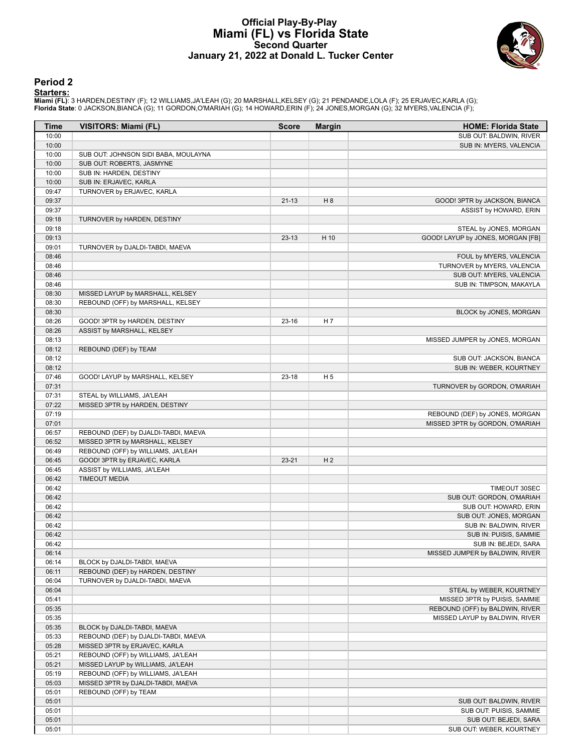# Official Play-By-Play
# Miami (FL) vs Florida State
## Second Quarter
### January 21, 2022 at Donald L. Tucker Center

## Period 2

**Starters:**

**Miami (FL)**: 3 HARDEN,DESTINY (F); 12 WILLIAMS,JA'LEAH (G); 20 MARSHALL,KELSEY (G); 21 PENDANDE,LOLA (F); 25 ERJAVEC,KARLA (G);
**Florida State**: 0 JACKSON,BIANCA (G); 11 GORDON,O'MARIAH (G); 14 HOWARD,ERIN (F); 24 JONES,MORGAN (G); 32 MYERS,VALENCIA (F);

| Time | VISITORS: Miami (FL) | Score | Margin | HOME: Florida State |
|---|---|---|---|---|
| 10:00 | | | | SUB OUT: BALDWIN, RIVER |
| 10:00 | | | | SUB IN: MYERS, VALENCIA |
| 10:00 | SUB OUT: JOHNSON SIDI BABA, MOULAYNA | | | |
| 10:00 | SUB OUT: ROBERTS, JASMYNE | | | |
| 10:00 | SUB IN: HARDEN, DESTINY | | | |
| 10:00 | SUB IN: ERJAVEC, KARLA | | | |
| 09:47 | TURNOVER by ERJAVEC, KARLA | | | |
| 09:37 | | 21-13 | H 8 | GOOD! 3PTR by JACKSON, BIANCA |
| 09:37 | | | | ASSIST by HOWARD, ERIN |
| 09:18 | TURNOVER by HARDEN, DESTINY | | | |
| 09:18 | | | | STEAL by JONES, MORGAN |
| 09:13 | | 23-13 | H 10 | GOOD! LAYUP by JONES, MORGAN [FB] |
| 09:01 | TURNOVER by DJALDI-TABDI, MAEVA | | | |
| 08:46 | | | | FOUL by MYERS, VALENCIA |
| 08:46 | | | | TURNOVER by MYERS, VALENCIA |
| 08:46 | | | | SUB OUT: MYERS, VALENCIA |
| 08:46 | | | | SUB IN: TIMPSON, MAKAYLA |
| 08:30 | MISSED LAYUP by MARSHALL, KELSEY | | | |
| 08:30 | REBOUND (OFF) by MARSHALL, KELSEY | | | |
| 08:30 | | | | BLOCK by JONES, MORGAN |
| 08:26 | GOOD! 3PTR by HARDEN, DESTINY | 23-16 | H 7 | |
| 08:26 | ASSIST by MARSHALL, KELSEY | | | |
| 08:13 | | | | MISSED JUMPER by JONES, MORGAN |
| 08:12 | REBOUND (DEF) by TEAM | | | |
| 08:12 | | | | SUB OUT: JACKSON, BIANCA |
| 08:12 | | | | SUB IN: WEBER, KOURTNEY |
| 07:46 | GOOD! LAYUP by MARSHALL, KELSEY | 23-18 | H 5 | |
| 07:31 | | | | TURNOVER by GORDON, O'MARIAH |
| 07:31 | STEAL by WILLIAMS, JA'LEAH | | | |
| 07:22 | MISSED 3PTR by HARDEN, DESTINY | | | |
| 07:19 | | | | REBOUND (DEF) by JONES, MORGAN |
| 07:01 | | | | MISSED 3PTR by GORDON, O'MARIAH |
| 06:57 | REBOUND (DEF) by DJALDI-TABDI, MAEVA | | | |
| 06:52 | MISSED 3PTR by MARSHALL, KELSEY | | | |
| 06:49 | REBOUND (OFF) by WILLIAMS, JA'LEAH | | | |
| 06:45 | GOOD! 3PTR by ERJAVEC, KARLA | 23-21 | H 2 | |
| 06:45 | ASSIST by WILLIAMS, JA'LEAH | | | |
| 06:42 | TIMEOUT MEDIA | | | |
| 06:42 | | | | TIMEOUT 30SEC |
| 06:42 | | | | SUB OUT: GORDON, O'MARIAH |
| 06:42 | | | | SUB OUT: HOWARD, ERIN |
| 06:42 | | | | SUB OUT: JONES, MORGAN |
| 06:42 | | | | SUB IN: BALDWIN, RIVER |
| 06:42 | | | | SUB IN: PUISIS, SAMMIE |
| 06:42 | | | | SUB IN: BEJEDI, SARA |
| 06:14 | | | | MISSED JUMPER by BALDWIN, RIVER |
| 06:14 | BLOCK by DJALDI-TABDI, MAEVA | | | |
| 06:11 | REBOUND (DEF) by HARDEN, DESTINY | | | |
| 06:04 | TURNOVER by DJALDI-TABDI, MAEVA | | | |
| 06:04 | | | | STEAL by WEBER, KOURTNEY |
| 05:41 | | | | MISSED 3PTR by PUISIS, SAMMIE |
| 05:35 | | | | REBOUND (OFF) by BALDWIN, RIVER |
| 05:35 | | | | MISSED LAYUP by BALDWIN, RIVER |
| 05:35 | BLOCK by DJALDI-TABDI, MAEVA | | | |
| 05:33 | REBOUND (DEF) by DJALDI-TABDI, MAEVA | | | |
| 05:28 | MISSED 3PTR by ERJAVEC, KARLA | | | |
| 05:21 | REBOUND (OFF) by WILLIAMS, JA'LEAH | | | |
| 05:21 | MISSED LAYUP by WILLIAMS, JA'LEAH | | | |
| 05:19 | REBOUND (OFF) by WILLIAMS, JA'LEAH | | | |
| 05:03 | MISSED 3PTR by DJALDI-TABDI, MAEVA | | | |
| 05:01 | REBOUND (OFF) by TEAM | | | |
| 05:01 | | | | SUB OUT: BALDWIN, RIVER |
| 05:01 | | | | SUB OUT: PUISIS, SAMMIE |
| 05:01 | | | | SUB OUT: BEJEDI, SARA |
| 05:01 | | | | SUB OUT: WEBER, KOURTNEY |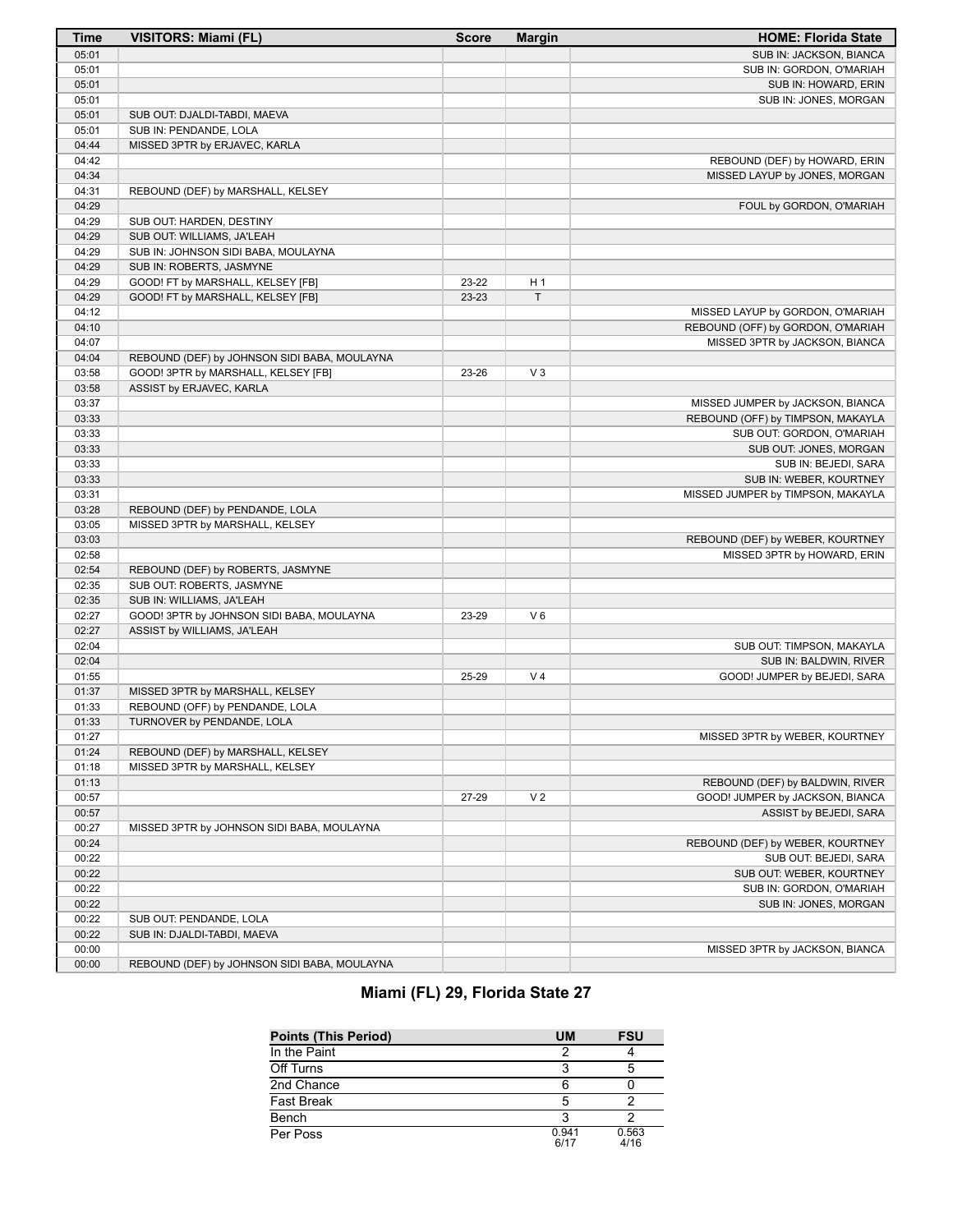| Time | VISITORS: Miami (FL) | Score | Margin | HOME: Florida State |
| --- | --- | --- | --- | --- |
| 05:01 | | | | SUB IN: JACKSON, BIANCA |
| 05:01 | | | | SUB IN: GORDON, O'MARIAH |
| 05:01 | | | | SUB IN: HOWARD, ERIN |
| 05:01 | | | | SUB IN: JONES, MORGAN |
| 05:01 | SUB OUT: DJALDI-TABDI, MAEVA | | | |
| 05:01 | SUB IN: PENDANDE, LOLA | | | |
| 04:44 | MISSED 3PTR by ERJAVEC, KARLA | | | |
| 04:42 | | | | REBOUND (DEF) by HOWARD, ERIN |
| 04:34 | | | | MISSED LAYUP by JONES, MORGAN |
| 04:31 | REBOUND (DEF) by MARSHALL, KELSEY | | | |
| 04:29 | | | | FOUL by GORDON, O'MARIAH |
| 04:29 | SUB OUT: HARDEN, DESTINY | | | |
| 04:29 | SUB OUT: WILLIAMS, JA'LEAH | | | |
| 04:29 | SUB IN: JOHNSON SIDI BABA, MOULAYNA | | | |
| 04:29 | SUB IN: ROBERTS, JASMYNE | | | |
| 04:29 | GOOD! FT by MARSHALL, KELSEY [FB] | 23-22 | H 1 | |
| 04:29 | GOOD! FT by MARSHALL, KELSEY [FB] | 23-23 | T | |
| 04:12 | | | | MISSED LAYUP by GORDON, O'MARIAH |
| 04:10 | | | | REBOUND (OFF) by GORDON, O'MARIAH |
| 04:07 | | | | MISSED 3PTR by JACKSON, BIANCA |
| 04:04 | REBOUND (DEF) by JOHNSON SIDI BABA, MOULAYNA | | | |
| 03:58 | GOOD! 3PTR by MARSHALL, KELSEY [FB] | 23-26 | V 3 | |
| 03:58 | ASSIST by ERJAVEC, KARLA | | | |
| 03:37 | | | | MISSED JUMPER by JACKSON, BIANCA |
| 03:33 | | | | REBOUND (OFF) by TIMPSON, MAKAYLA |
| 03:33 | | | | SUB OUT: GORDON, O'MARIAH |
| 03:33 | | | | SUB OUT: JONES, MORGAN |
| 03:33 | | | | SUB IN: BEJEDI, SARA |
| 03:33 | | | | SUB IN: WEBER, KOURTNEY |
| 03:31 | | | | MISSED JUMPER by TIMPSON, MAKAYLA |
| 03:28 | REBOUND (DEF) by PENDANDE, LOLA | | | |
| 03:05 | MISSED 3PTR by MARSHALL, KELSEY | | | |
| 03:03 | | | | REBOUND (DEF) by WEBER, KOURTNEY |
| 02:58 | | | | MISSED 3PTR by HOWARD, ERIN |
| 02:54 | REBOUND (DEF) by ROBERTS, JASMYNE | | | |
| 02:35 | SUB OUT: ROBERTS, JASMYNE | | | |
| 02:35 | SUB IN: WILLIAMS, JA'LEAH | | | |
| 02:27 | GOOD! 3PTR by JOHNSON SIDI BABA, MOULAYNA | 23-29 | V 6 | |
| 02:27 | ASSIST by WILLIAMS, JA'LEAH | | | |
| 02:04 | | | | SUB OUT: TIMPSON, MAKAYLA |
| 02:04 | | | | SUB IN: BALDWIN, RIVER |
| 01:55 | | 25-29 | V 4 | GOOD! JUMPER by BEJEDI, SARA |
| 01:37 | MISSED 3PTR by MARSHALL, KELSEY | | | |
| 01:33 | REBOUND (OFF) by PENDANDE, LOLA | | | |
| 01:33 | TURNOVER by PENDANDE, LOLA | | | |
| 01:27 | | | | MISSED 3PTR by WEBER, KOURTNEY |
| 01:24 | REBOUND (DEF) by MARSHALL, KELSEY | | | |
| 01:18 | MISSED 3PTR by MARSHALL, KELSEY | | | |
| 01:13 | | | | REBOUND (DEF) by BALDWIN, RIVER |
| 00:57 | | 27-29 | V 2 | GOOD! JUMPER by JACKSON, BIANCA |
| 00:57 | | | | ASSIST by BEJEDI, SARA |
| 00:27 | MISSED 3PTR by JOHNSON SIDI BABA, MOULAYNA | | | |
| 00:24 | | | | REBOUND (DEF) by WEBER, KOURTNEY |
| 00:22 | | | | SUB OUT: BEJEDI, SARA |
| 00:22 | | | | SUB OUT: WEBER, KOURTNEY |
| 00:22 | | | | SUB IN: GORDON, O'MARIAH |
| 00:22 | | | | SUB IN: JONES, MORGAN |
| 00:22 | SUB OUT: PENDANDE, LOLA | | | |
| 00:22 | SUB IN: DJALDI-TABDI, MAEVA | | | |
| 00:00 | | | | MISSED 3PTR by JACKSON, BIANCA |
| 00:00 | REBOUND (DEF) by JOHNSON SIDI BABA, MOULAYNA | | | |

## Miami (FL) 29, Florida State 27

| Points (This Period) | UM | FSU |
| --- | --- | --- |
| In the Paint | 2 | 4 |
| Off Turns | 3 | 5 |
| 2nd Chance | 6 | 0 |
| Fast Break | 5 | 2 |
| Bench | 3 | 2 |
| Per Poss | 0.941 6/17 | 0.563 4/16 |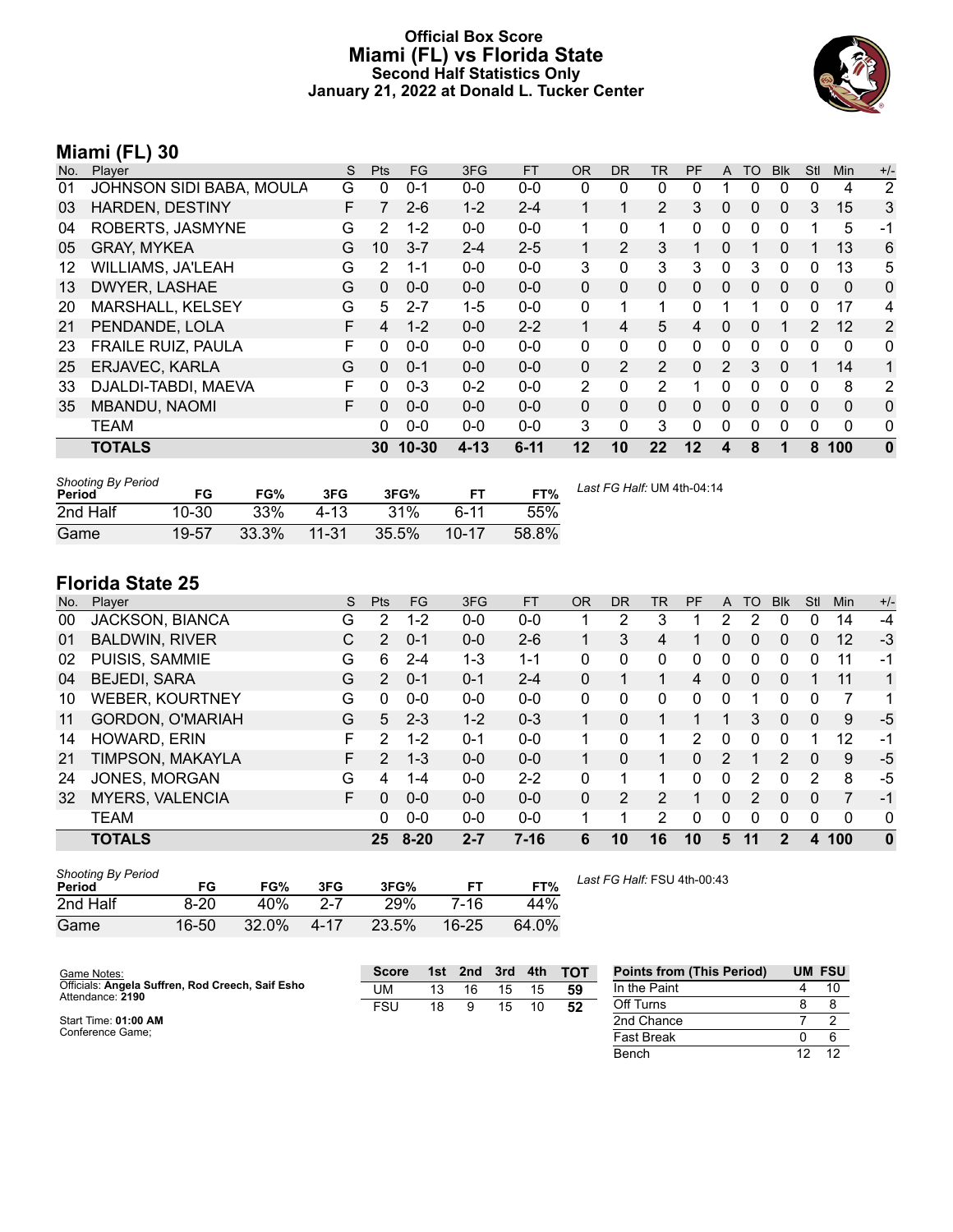# Official Box Score
## Miami (FL) vs Florida State
### Second Half Statistics Only
### January 21, 2022 at Donald L. Tucker Center

## Miami (FL) 30

| No. | Player | S | Pts | FG | 3FG | FT | OR | DR | TR | PF | A | TO | Blk | Stl | Min | +/- |
|---|---|---|---|---|---|---|---|---|---|---|---|---|---|---|---|---|
| 01 | JOHNSON SIDI BABA, MOULA | G | 0 | 0-1 | 0-0 | 0-0 | 0 | 0 | 0 | 0 | 1 | 0 | 0 | 0 | 4 | 2 |
| 03 | HARDEN, DESTINY | F | 7 | 2-6 | 1-2 | 2-4 | 1 | 1 | 2 | 3 | 0 | 0 | 0 | 3 | 15 | 3 |
| 04 | ROBERTS, JASMYNE | G | 2 | 1-2 | 0-0 | 0-0 | 1 | 0 | 1 | 0 | 0 | 0 | 0 | 1 | 5 | -1 |
| 05 | GRAY, MYKEA | G | 10 | 3-7 | 2-4 | 2-5 | 1 | 2 | 3 | 1 | 0 | 1 | 0 | 1 | 13 | 6 |
| 12 | WILLIAMS, JA'LEAH | G | 2 | 1-1 | 0-0 | 0-0 | 3 | 0 | 3 | 3 | 0 | 3 | 0 | 0 | 13 | 5 |
| 13 | DWYER, LASHAE | G | 0 | 0-0 | 0-0 | 0-0 | 0 | 0 | 0 | 0 | 0 | 0 | 0 | 0 | 0 | 0 |
| 20 | MARSHALL, KELSEY | G | 5 | 2-7 | 1-5 | 0-0 | 0 | 1 | 1 | 0 | 1 | 1 | 0 | 0 | 17 | 4 |
| 21 | PENDANDE, LOLA | F | 4 | 1-2 | 0-0 | 2-2 | 1 | 4 | 5 | 4 | 0 | 0 | 1 | 2 | 12 | 2 |
| 23 | FRAILE RUIZ, PAULA | F | 0 | 0-0 | 0-0 | 0-0 | 0 | 0 | 0 | 0 | 0 | 0 | 0 | 0 | 0 | 0 |
| 25 | ERJAVEC, KARLA | G | 0 | 0-1 | 0-0 | 0-0 | 0 | 2 | 2 | 0 | 2 | 3 | 0 | 1 | 14 | 1 |
| 33 | DJALDI-TABDI, MAEVA | F | 0 | 0-3 | 0-2 | 0-0 | 2 | 0 | 2 | 1 | 0 | 0 | 0 | 0 | 8 | 2 |
| 35 | MBANDU, NAOMI | F | 0 | 0-0 | 0-0 | 0-0 | 0 | 0 | 0 | 0 | 0 | 0 | 0 | 0 | 0 | 0 |
| | TEAM | | 0 | 0-0 | 0-0 | 0-0 | 3 | 0 | 3 | 0 | 0 | 0 | 0 | 0 | 0 | 0 |
| | **TOTALS** | | **30** | **10-30** | **4-13** | **6-11** | **12** | **10** | **22** | **12** | **4** | **8** | **1** | **8** | **100** | **0** |

| Shooting By Period Period | FG | FG% | 3FG | 3FG% | FT | FT% |
|---|---|---|---|---|---|---|
| 2nd Half | 10-30 | 33% | 4-13 | 31% | 6-11 | 55% |
| Game | 19-57 | 33.3% | 11-31 | 35.5% | 10-17 | 58.8% |

*Last FG Half:* UM 4th-04:14

## Florida State 25

| No. | Player | S | Pts | FG | 3FG | FT | OR | DR | TR | PF | A | TO | Blk | Stl | Min | +/- |
|---|---|---|---|---|---|---|---|---|---|---|---|---|---|---|---|---|
| 00 | JACKSON, BIANCA | G | 2 | 1-2 | 0-0 | 0-0 | 1 | 2 | 3 | 1 | 2 | 2 | 0 | 0 | 14 | -4 |
| 01 | BALDWIN, RIVER | C | 2 | 0-1 | 0-0 | 2-6 | 1 | 3 | 4 | 1 | 0 | 0 | 0 | 0 | 12 | -3 |
| 02 | PUISIS, SAMMIE | G | 6 | 2-4 | 1-3 | 1-1 | 0 | 0 | 0 | 0 | 0 | 0 | 0 | 0 | 11 | -1 |
| 04 | BEJEDI, SARA | G | 2 | 0-1 | 0-1 | 2-4 | 0 | 1 | 1 | 4 | 0 | 0 | 0 | 1 | 11 | 1 |
| 10 | WEBER, KOURTNEY | G | 0 | 0-0 | 0-0 | 0-0 | 0 | 0 | 0 | 0 | 0 | 1 | 0 | 0 | 7 | 1 |
| 11 | GORDON, O'MARIAH | G | 5 | 2-3 | 1-2 | 0-3 | 1 | 0 | 1 | 1 | 1 | 3 | 0 | 0 | 9 | -5 |
| 14 | HOWARD, ERIN | F | 2 | 1-2 | 0-1 | 0-0 | 1 | 0 | 1 | 2 | 0 | 0 | 0 | 1 | 12 | -1 |
| 21 | TIMPSON, MAKAYLA | F | 2 | 1-3 | 0-0 | 0-0 | 1 | 0 | 1 | 0 | 2 | 1 | 2 | 0 | 9 | -5 |
| 24 | JONES, MORGAN | G | 4 | 1-4 | 0-0 | 2-2 | 0 | 1 | 1 | 0 | 0 | 2 | 0 | 2 | 8 | -5 |
| 32 | MYERS, VALENCIA | F | 0 | 0-0 | 0-0 | 0-0 | 0 | 2 | 2 | 1 | 0 | 2 | 0 | 0 | 7 | -1 |
| | TEAM | | 0 | 0-0 | 0-0 | 0-0 | 1 | 1 | 2 | 0 | 0 | 0 | 0 | 0 | 0 | 0 |
| | **TOTALS** | | **25** | **8-20** | **2-7** | **7-16** | **6** | **10** | **16** | **10** | **5** | **11** | **2** | **4** | **100** | **0** |

| Shooting By Period Period | FG | FG% | 3FG | 3FG% | FT | FT% |
|---|---|---|---|---|---|---|
| 2nd Half | 8-20 | 40% | 2-7 | 29% | 7-16 | 44% |
| Game | 16-50 | 32.0% | 4-17 | 23.5% | 16-25 | 64.0% |

*Last FG Half:* FSU 4th-00:43

Game Notes:
Officials: **Angela Suffren, Rod Creech, Saif Esho**
Attendance: **2190**

Start Time: **01:00 AM**
Conference Game;

| Score | 1st | 2nd | 3rd | 4th | TOT |
|---|---|---|---|---|---|
| UM | 13 | 16 | 15 | 15 | **59** |
| FSU | 18 | 9 | 15 | 10 | **52** |

| Points from (This Period) | UM | FSU |
|---|---|---|
| In the Paint | 4 | 10 |
| Off Turns | 8 | 8 |
| 2nd Chance | 7 | 2 |
| Fast Break | 0 | 6 |
| Bench | 12 | 12 |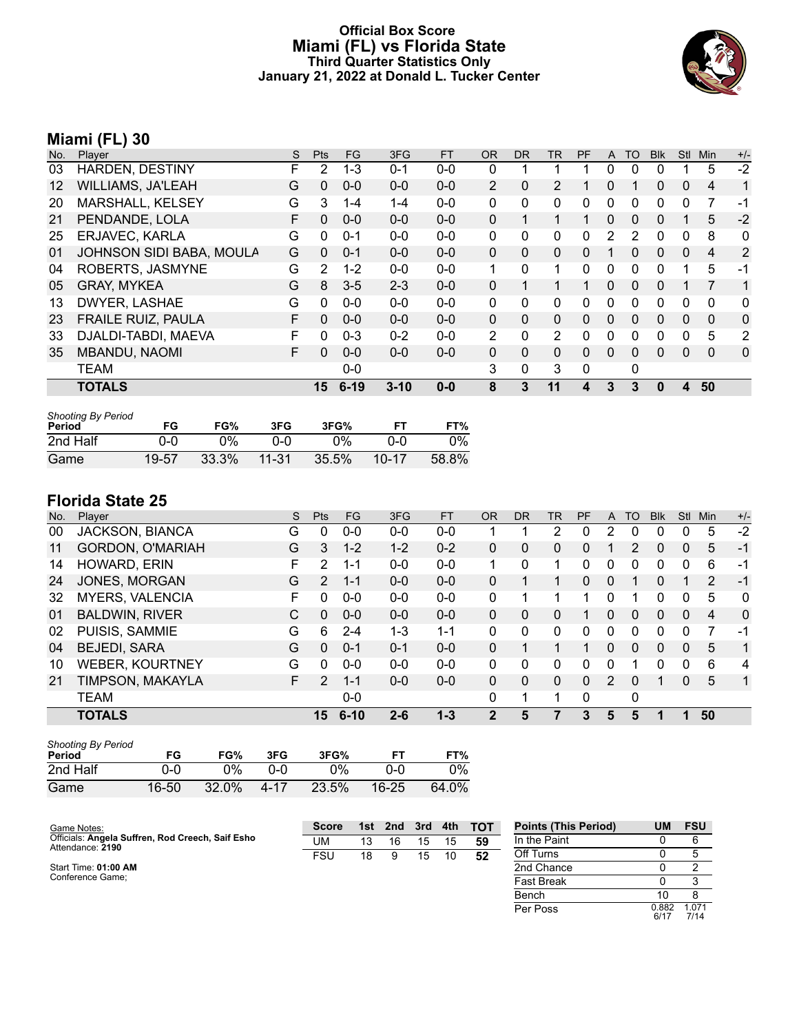# Official Box Score
# Miami (FL) vs Florida State
## Third Quarter Statistics Only
## January 21, 2022 at Donald L. Tucker Center

## Miami (FL) 30

| No. | Player | S | Pts | FG | 3FG | FT | OR | DR | TR | PF | A | TO | Blk | Stl | Min | +/- |
|---|---|---|---|---|---|---|---|---|---|---|---|---|---|---|---|---|
| 03 | HARDEN, DESTINY | F | 2 | 1-3 | 0-1 | 0-0 | 0 | 1 | 1 | 1 | 0 | 0 | 0 | 1 | 5 | -2 |
| 12 | WILLIAMS, JA'LEAH | G | 0 | 0-0 | 0-0 | 0-0 | 2 | 0 | 2 | 1 | 0 | 1 | 0 | 0 | 4 | 1 |
| 20 | MARSHALL, KELSEY | G | 3 | 1-4 | 1-4 | 0-0 | 0 | 0 | 0 | 0 | 0 | 0 | 0 | 0 | 7 | -1 |
| 21 | PENDANDE, LOLA | F | 0 | 0-0 | 0-0 | 0-0 | 0 | 1 | 1 | 1 | 0 | 0 | 0 | 1 | 5 | -2 |
| 25 | ERJAVEC, KARLA | G | 0 | 0-1 | 0-0 | 0-0 | 0 | 0 | 0 | 0 | 2 | 2 | 0 | 0 | 8 | 0 |
| 01 | JOHNSON SIDI BABA, MOULA | G | 0 | 0-1 | 0-0 | 0-0 | 0 | 0 | 0 | 0 | 1 | 0 | 0 | 0 | 4 | 2 |
| 04 | ROBERTS, JASMYNE | G | 2 | 1-2 | 0-0 | 0-0 | 1 | 0 | 1 | 0 | 0 | 0 | 0 | 1 | 5 | -1 |
| 05 | GRAY, MYKEA | G | 8 | 3-5 | 2-3 | 0-0 | 0 | 1 | 1 | 1 | 0 | 0 | 0 | 1 | 7 | 1 |
| 13 | DWYER, LASHAE | G | 0 | 0-0 | 0-0 | 0-0 | 0 | 0 | 0 | 0 | 0 | 0 | 0 | 0 | 0 | 0 |
| 23 | FRAILE RUIZ, PAULA | F | 0 | 0-0 | 0-0 | 0-0 | 0 | 0 | 0 | 0 | 0 | 0 | 0 | 0 | 0 | 0 |
| 33 | DJALDI-TABDI, MAEVA | F | 0 | 0-3 | 0-2 | 0-0 | 2 | 0 | 2 | 0 | 0 | 0 | 0 | 0 | 5 | 2 |
| 35 | MBANDU, NAOMI | F | 0 | 0-0 | 0-0 | 0-0 | 0 | 0 | 0 | 0 | 0 | 0 | 0 | 0 | 0 | 0 |
| | TEAM | | | 0-0 | | | 3 | 0 | 3 | 0 | | 0 | | | | |
| | **TOTALS** | | **15** | **6-19** | **3-10** | **0-0** | **8** | **3** | **11** | **4** | **3** | **3** | **0** | **4** | **50** | |

*Shooting By Period*

| Period | FG | FG% | 3FG | 3FG% | FT | FT% |
|---|---|---|---|---|---|---|
| 2nd Half | 0-0 | 0% | 0-0 | 0% | 0-0 | 0% |
| Game | 19-57 | 33.3% | 11-31 | 35.5% | 10-17 | 58.8% |

## Florida State 25

| No. | Player | S | Pts | FG | 3FG | FT | OR | DR | TR | PF | A | TO | Blk | Stl | Min | +/- |
|---|---|---|---|---|---|---|---|---|---|---|---|---|---|---|---|---|
| 00 | JACKSON, BIANCA | G | 0 | 0-0 | 0-0 | 0-0 | 1 | 1 | 2 | 0 | 2 | 0 | 0 | 0 | 5 | -2 |
| 11 | GORDON, O'MARIAH | G | 3 | 1-2 | 1-2 | 0-2 | 0 | 0 | 0 | 0 | 1 | 2 | 0 | 0 | 5 | -1 |
| 14 | HOWARD, ERIN | F | 2 | 1-1 | 0-0 | 0-0 | 1 | 0 | 1 | 0 | 0 | 0 | 0 | 0 | 6 | -1 |
| 24 | JONES, MORGAN | G | 2 | 1-1 | 0-0 | 0-0 | 0 | 1 | 1 | 0 | 0 | 1 | 0 | 1 | 2 | -1 |
| 32 | MYERS, VALENCIA | F | 0 | 0-0 | 0-0 | 0-0 | 0 | 1 | 1 | 1 | 0 | 1 | 0 | 0 | 5 | 0 |
| 01 | BALDWIN, RIVER | C | 0 | 0-0 | 0-0 | 0-0 | 0 | 0 | 0 | 1 | 0 | 0 | 0 | 0 | 4 | 0 |
| 02 | PUISIS, SAMMIE | G | 6 | 2-4 | 1-3 | 1-1 | 0 | 0 | 0 | 0 | 0 | 0 | 0 | 0 | 7 | -1 |
| 04 | BEJEDI, SARA | G | 0 | 0-1 | 0-1 | 0-0 | 0 | 1 | 1 | 1 | 0 | 0 | 0 | 0 | 5 | 1 |
| 10 | WEBER, KOURTNEY | G | 0 | 0-0 | 0-0 | 0-0 | 0 | 0 | 0 | 0 | 0 | 1 | 0 | 0 | 6 | 4 |
| 21 | TIMPSON, MAKAYLA | F | 2 | 1-1 | 0-0 | 0-0 | 0 | 0 | 0 | 0 | 2 | 0 | 1 | 0 | 5 | 1 |
| | TEAM | | | 0-0 | | | 0 | 1 | 1 | 0 | | 0 | | | | |
| | **TOTALS** | | **15** | **6-10** | **2-6** | **1-3** | **2** | **5** | **7** | **3** | **5** | **5** | **1** | **1** | **50** | |

*Shooting By Period*

| Period | FG | FG% | 3FG | 3FG% | FT | FT% |
|---|---|---|---|---|---|---|
| 2nd Half | 0-0 | 0% | 0-0 | 0% | 0-0 | 0% |
| Game | 16-50 | 32.0% | 4-17 | 23.5% | 16-25 | 64.0% |

Game Notes:
Officials: **Angela Suffren, Rod Creech, Saif Esho**
Attendance: **2190**

Start Time: **01:00 AM**
Conference Game;

| Score | 1st | 2nd | 3rd | 4th | TOT |
|---|---|---|---|---|---|
| UM | 13 | 16 | 15 | 15 | **59** |
| FSU | 18 | 9 | 15 | 10 | **52** |

| Points (This Period) | UM | FSU |
|---|---|---|
| In the Paint | 0 | 6 |
| Off Turns | 0 | 5 |
| 2nd Chance | 0 | 2 |
| Fast Break | 0 | 3 |
| Bench | 10 | 8 |
| Per Poss | 0.882 6/17 | 1.071 7/14 |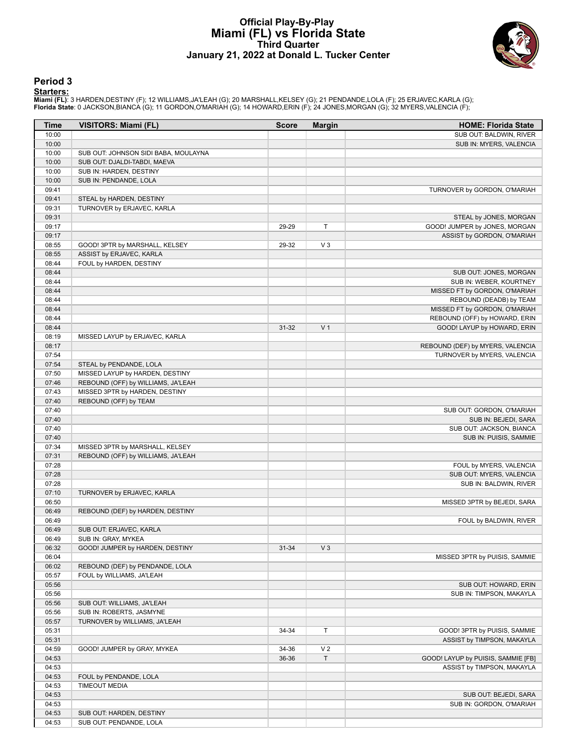# Official Play-By-Play
## Miami (FL) vs Florida State
### Third Quarter
### January 21, 2022 at Donald L. Tucker Center

## Period 3

**Starters:**

**Miami (FL)**: 3 HARDEN,DESTINY (F); 12 WILLIAMS,JA'LEAH (G); 20 MARSHALL,KELSEY (G); 21 PENDANDE,LOLA (F); 25 ERJAVEC,KARLA (G);
**Florida State**: 0 JACKSON,BIANCA (G); 11 GORDON,O'MARIAH (G); 14 HOWARD,ERIN (F); 24 JONES,MORGAN (G); 32 MYERS,VALENCIA (F);

| Time | VISITORS: Miami (FL) | Score | Margin | HOME: Florida State |
|---|---|---|---|---|
| 10:00 | | | | SUB OUT: BALDWIN, RIVER |
| 10:00 | | | | SUB IN: MYERS, VALENCIA |
| 10:00 | SUB OUT: JOHNSON SIDI BABA, MOULAYNA | | | |
| 10:00 | SUB OUT: DJALDI-TABDI, MAEVA | | | |
| 10:00 | SUB IN: HARDEN, DESTINY | | | |
| 10:00 | SUB IN: PENDANDE, LOLA | | | |
| 09:41 | | | | TURNOVER by GORDON, O'MARIAH |
| 09:41 | STEAL by HARDEN, DESTINY | | | |
| 09:31 | TURNOVER by ERJAVEC, KARLA | | | |
| 09:31 | | | | STEAL by JONES, MORGAN |
| 09:17 | | 29-29 | T | GOOD! JUMPER by JONES, MORGAN |
| 09:17 | | | | ASSIST by GORDON, O'MARIAH |
| 08:55 | GOOD! 3PTR by MARSHALL, KELSEY | 29-32 | V 3 | |
| 08:55 | ASSIST by ERJAVEC, KARLA | | | |
| 08:44 | FOUL by HARDEN, DESTINY | | | |
| 08:44 | | | | SUB OUT: JONES, MORGAN |
| 08:44 | | | | SUB IN: WEBER, KOURTNEY |
| 08:44 | | | | MISSED FT by GORDON, O'MARIAH |
| 08:44 | | | | REBOUND (DEADB) by TEAM |
| 08:44 | | | | MISSED FT by GORDON, O'MARIAH |
| 08:44 | | | | REBOUND (OFF) by HOWARD, ERIN |
| 08:44 | | 31-32 | V 1 | GOOD! LAYUP by HOWARD, ERIN |
| 08:19 | MISSED LAYUP by ERJAVEC, KARLA | | | |
| 08:17 | | | | REBOUND (DEF) by MYERS, VALENCIA |
| 07:54 | | | | TURNOVER by MYERS, VALENCIA |
| 07:54 | STEAL by PENDANDE, LOLA | | | |
| 07:50 | MISSED LAYUP by HARDEN, DESTINY | | | |
| 07:46 | REBOUND (OFF) by WILLIAMS, JA'LEAH | | | |
| 07:43 | MISSED 3PTR by HARDEN, DESTINY | | | |
| 07:40 | REBOUND (OFF) by TEAM | | | |
| 07:40 | | | | SUB OUT: GORDON, O'MARIAH |
| 07:40 | | | | SUB IN: BEJEDI, SARA |
| 07:40 | | | | SUB OUT: JACKSON, BIANCA |
| 07:40 | | | | SUB IN: PUISIS, SAMMIE |
| 07:34 | MISSED 3PTR by MARSHALL, KELSEY | | | |
| 07:31 | REBOUND (OFF) by WILLIAMS, JA'LEAH | | | |
| 07:28 | | | | FOUL by MYERS, VALENCIA |
| 07:28 | | | | SUB OUT: MYERS, VALENCIA |
| 07:28 | | | | SUB IN: BALDWIN, RIVER |
| 07:10 | TURNOVER by ERJAVEC, KARLA | | | |
| 06:50 | | | | MISSED 3PTR by BEJEDI, SARA |
| 06:49 | REBOUND (DEF) by HARDEN, DESTINY | | | |
| 06:49 | | | | FOUL by BALDWIN, RIVER |
| 06:49 | SUB OUT: ERJAVEC, KARLA | | | |
| 06:49 | SUB IN: GRAY, MYKEA | | | |
| 06:32 | GOOD! JUMPER by HARDEN, DESTINY | 31-34 | V 3 | |
| 06:04 | | | | MISSED 3PTR by PUISIS, SAMMIE |
| 06:02 | REBOUND (DEF) by PENDANDE, LOLA | | | |
| 05:57 | FOUL by WILLIAMS, JA'LEAH | | | |
| 05:56 | | | | SUB OUT: HOWARD, ERIN |
| 05:56 | | | | SUB IN: TIMPSON, MAKAYLA |
| 05:56 | SUB OUT: WILLIAMS, JA'LEAH | | | |
| 05:56 | SUB IN: ROBERTS, JASMYNE | | | |
| 05:57 | TURNOVER by WILLIAMS, JA'LEAH | | | |
| 05:31 | | 34-34 | T | GOOD! 3PTR by PUISIS, SAMMIE |
| 05:31 | | | | ASSIST by TIMPSON, MAKAYLA |
| 04:59 | GOOD! JUMPER by GRAY, MYKEA | 34-36 | V 2 | |
| 04:53 | | 36-36 | T | GOOD! LAYUP by PUISIS, SAMMIE [FB] |
| 04:53 | | | | ASSIST by TIMPSON, MAKAYLA |
| 04:53 | FOUL by PENDANDE, LOLA | | | |
| 04:53 | TIMEOUT MEDIA | | | |
| 04:53 | | | | SUB OUT: BEJEDI, SARA |
| 04:53 | | | | SUB IN: GORDON, O'MARIAH |
| 04:53 | SUB OUT: HARDEN, DESTINY | | | |
| 04:53 | SUB OUT: PENDANDE, LOLA | | | |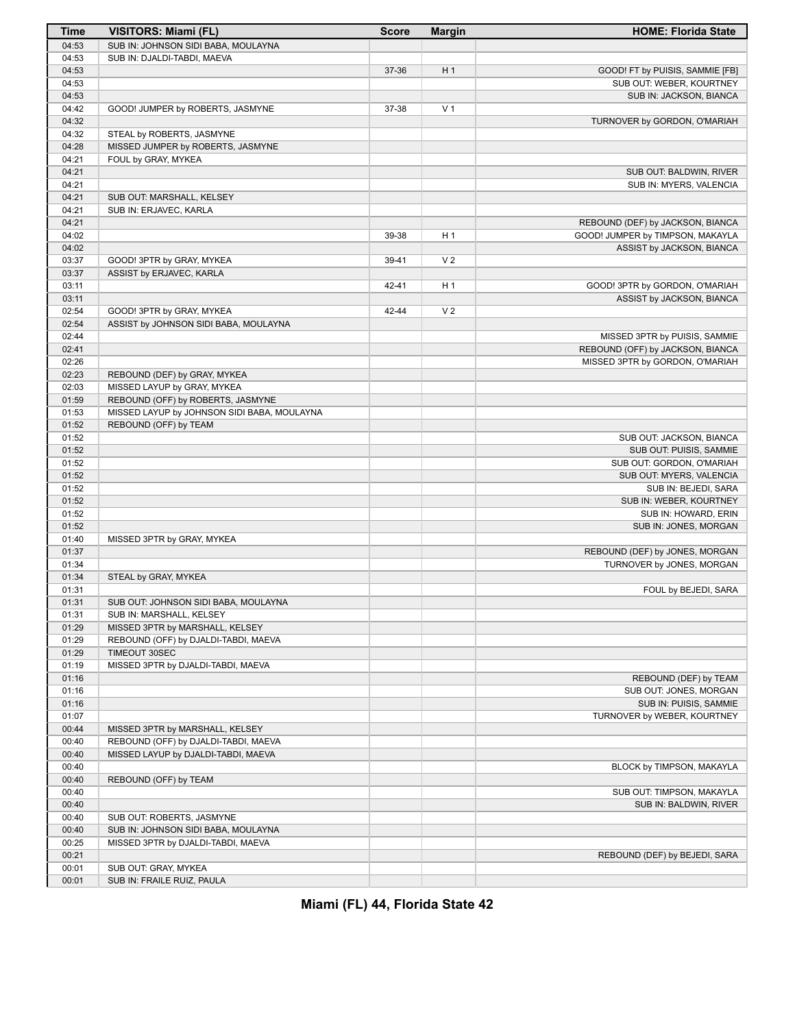| Time | VISITORS: Miami (FL) | Score | Margin | HOME: Florida State |
|---|---|---|---|---|
| 04:53 | SUB IN: JOHNSON SIDI BABA, MOULAYNA | | | |
| 04:53 | SUB IN: DJALDI-TABDI, MAEVA | | | |
| 04:53 | | 37-36 | H 1 | GOOD! FT by PUISIS, SAMMIE [FB] |
| 04:53 | | | | SUB OUT: WEBER, KOURTNEY |
| 04:53 | | | | SUB IN: JACKSON, BIANCA |
| 04:42 | GOOD! JUMPER by ROBERTS, JASMYNE | 37-38 | V 1 | |
| 04:32 | | | | TURNOVER by GORDON, O'MARIAH |
| 04:32 | STEAL by ROBERTS, JASMYNE | | | |
| 04:28 | MISSED JUMPER by ROBERTS, JASMYNE | | | |
| 04:21 | FOUL by GRAY, MYKEA | | | |
| 04:21 | | | | SUB OUT: BALDWIN, RIVER |
| 04:21 | | | | SUB IN: MYERS, VALENCIA |
| 04:21 | SUB OUT: MARSHALL, KELSEY | | | |
| 04:21 | SUB IN: ERJAVEC, KARLA | | | |
| 04:21 | | | | REBOUND (DEF) by JACKSON, BIANCA |
| 04:02 | | 39-38 | H 1 | GOOD! JUMPER by TIMPSON, MAKAYLA |
| 04:02 | | | | ASSIST by JACKSON, BIANCA |
| 03:37 | GOOD! 3PTR by GRAY, MYKEA | 39-41 | V 2 | |
| 03:37 | ASSIST by ERJAVEC, KARLA | | | |
| 03:11 | | 42-41 | H 1 | GOOD! 3PTR by GORDON, O'MARIAH |
| 03:11 | | | | ASSIST by JACKSON, BIANCA |
| 02:54 | GOOD! 3PTR by GRAY, MYKEA | 42-44 | V 2 | |
| 02:54 | ASSIST by JOHNSON SIDI BABA, MOULAYNA | | | |
| 02:44 | | | | MISSED 3PTR by PUISIS, SAMMIE |
| 02:41 | | | | REBOUND (OFF) by JACKSON, BIANCA |
| 02:26 | | | | MISSED 3PTR by GORDON, O'MARIAH |
| 02:23 | REBOUND (DEF) by GRAY, MYKEA | | | |
| 02:03 | MISSED LAYUP by GRAY, MYKEA | | | |
| 01:59 | REBOUND (OFF) by ROBERTS, JASMYNE | | | |
| 01:53 | MISSED LAYUP by JOHNSON SIDI BABA, MOULAYNA | | | |
| 01:52 | REBOUND (OFF) by TEAM | | | |
| 01:52 | | | | SUB OUT: JACKSON, BIANCA |
| 01:52 | | | | SUB OUT: PUISIS, SAMMIE |
| 01:52 | | | | SUB OUT: GORDON, O'MARIAH |
| 01:52 | | | | SUB OUT: MYERS, VALENCIA |
| 01:52 | | | | SUB IN: BEJEDI, SARA |
| 01:52 | | | | SUB IN: WEBER, KOURTNEY |
| 01:52 | | | | SUB IN: HOWARD, ERIN |
| 01:52 | | | | SUB IN: JONES, MORGAN |
| 01:40 | MISSED 3PTR by GRAY, MYKEA | | | |
| 01:37 | | | | REBOUND (DEF) by JONES, MORGAN |
| 01:34 | | | | TURNOVER by JONES, MORGAN |
| 01:34 | STEAL by GRAY, MYKEA | | | |
| 01:31 | | | | FOUL by BEJEDI, SARA |
| 01:31 | SUB OUT: JOHNSON SIDI BABA, MOULAYNA | | | |
| 01:31 | SUB IN: MARSHALL, KELSEY | | | |
| 01:29 | MISSED 3PTR by MARSHALL, KELSEY | | | |
| 01:29 | REBOUND (OFF) by DJALDI-TABDI, MAEVA | | | |
| 01:29 | TIMEOUT 30SEC | | | |
| 01:19 | MISSED 3PTR by DJALDI-TABDI, MAEVA | | | |
| 01:16 | | | | REBOUND (DEF) by TEAM |
| 01:16 | | | | SUB OUT: JONES, MORGAN |
| 01:16 | | | | SUB IN: PUISIS, SAMMIE |
| 01:07 | | | | TURNOVER by WEBER, KOURTNEY |
| 00:44 | MISSED 3PTR by MARSHALL, KELSEY | | | |
| 00:40 | REBOUND (OFF) by DJALDI-TABDI, MAEVA | | | |
| 00:40 | MISSED LAYUP by DJALDI-TABDI, MAEVA | | | |
| 00:40 | | | | BLOCK by TIMPSON, MAKAYLA |
| 00:40 | REBOUND (OFF) by TEAM | | | |
| 00:40 | | | | SUB OUT: TIMPSON, MAKAYLA |
| 00:40 | | | | SUB IN: BALDWIN, RIVER |
| 00:40 | SUB OUT: ROBERTS, JASMYNE | | | |
| 00:40 | SUB IN: JOHNSON SIDI BABA, MOULAYNA | | | |
| 00:25 | MISSED 3PTR by DJALDI-TABDI, MAEVA | | | |
| 00:21 | | | | REBOUND (DEF) by BEJEDI, SARA |
| 00:01 | SUB OUT: GRAY, MYKEA | | | |
| 00:01 | SUB IN: FRAILE RUIZ, PAULA | | | |

**Miami (FL) 44, Florida State 42**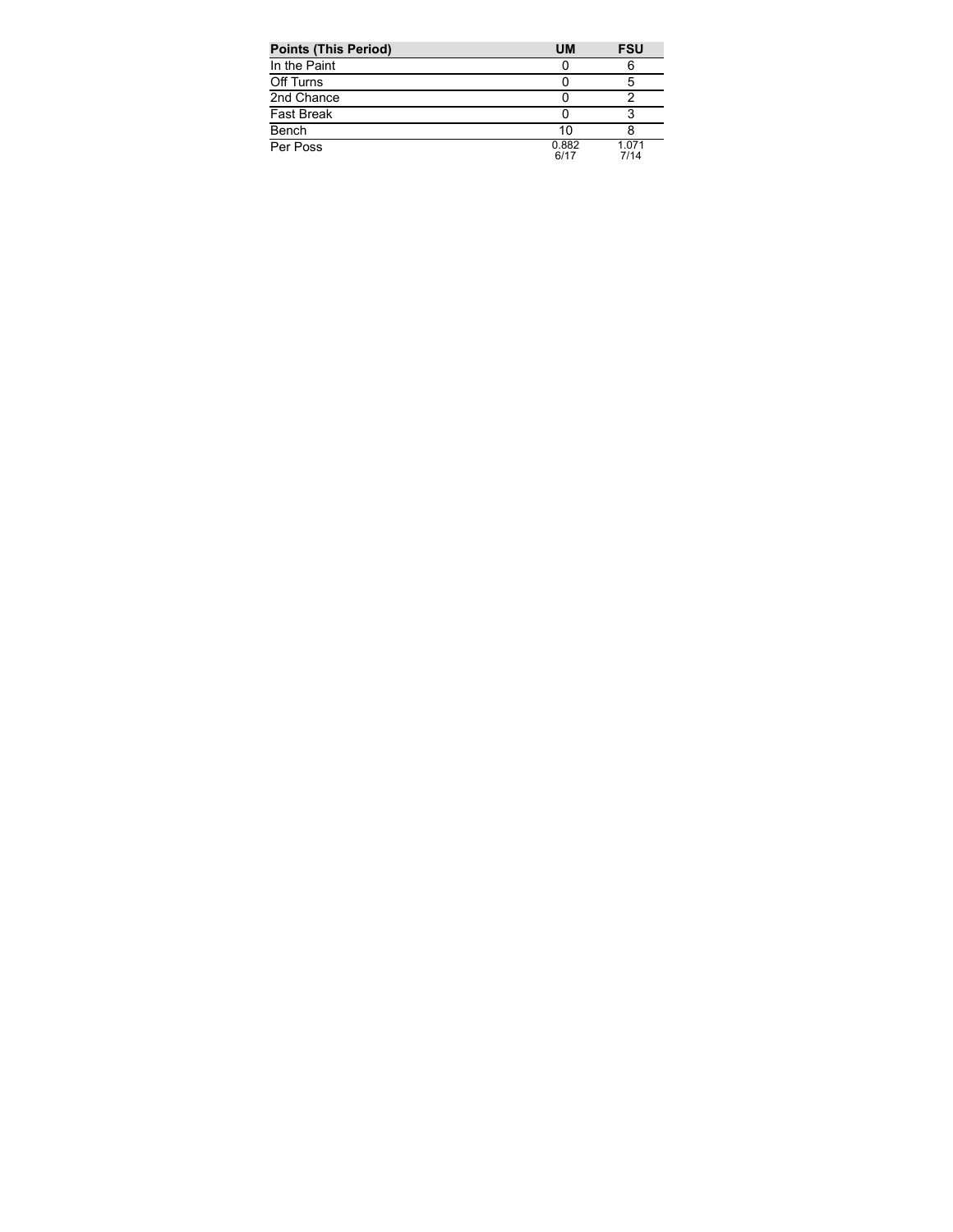| Points (This Period) | UM | FSU |
|---|---|---|
| In the Paint | 0 | 6 |
| Off Turns | 0 | 5 |
| 2nd Chance | 0 | 2 |
| Fast Break | 0 | 3 |
| Bench | 10 | 8 |
| Per Poss | 0.882<br>6/17 | 1.071<br>7/14 |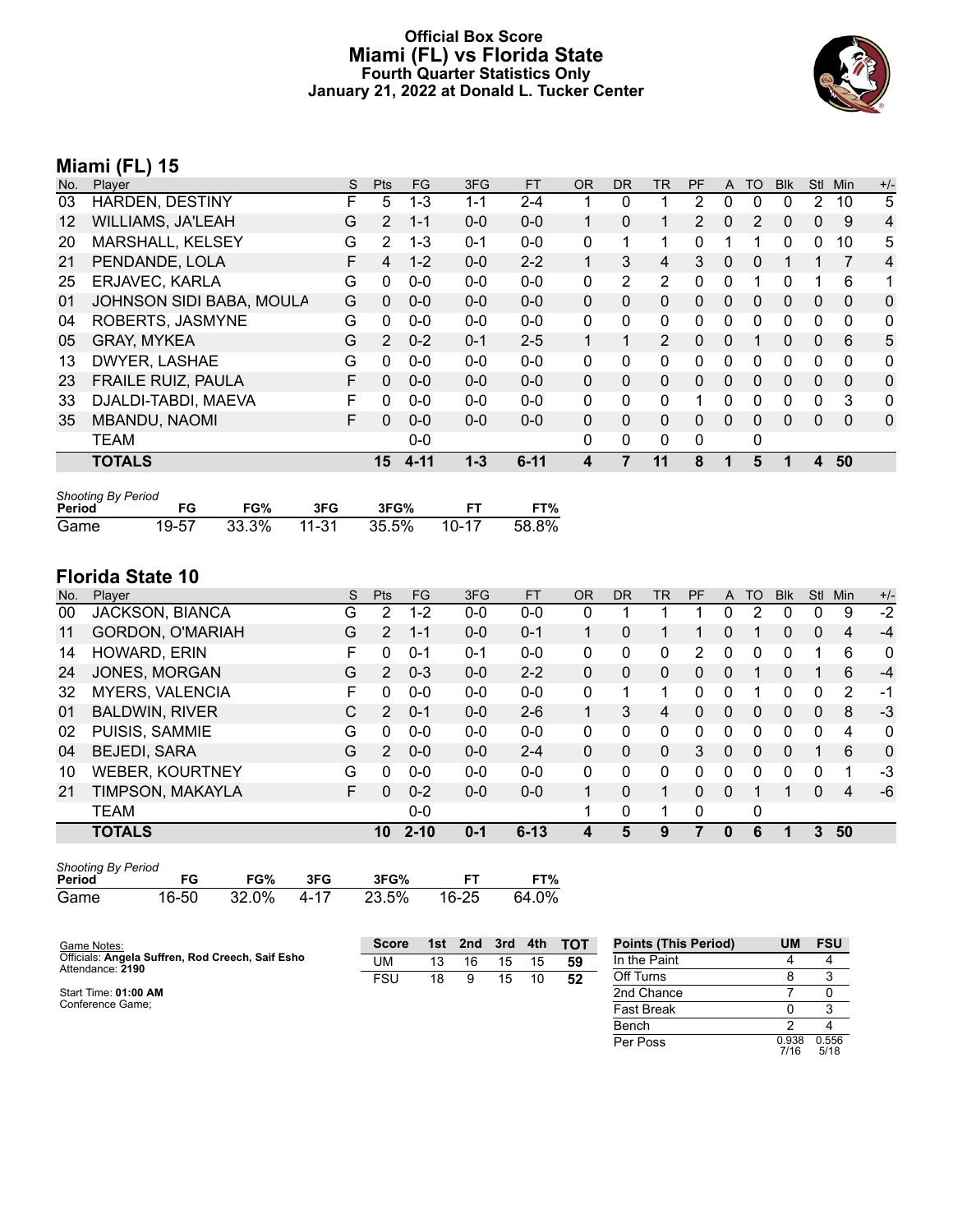# Official Box Score
## Miami (FL) vs Florida State
### Fourth Quarter Statistics Only
### January 21, 2022 at Donald L. Tucker Center

## Miami (FL) 15

| No. | Player | S | Pts | FG | 3FG | FT | OR | DR | TR | PF | A | TO | Blk | Stl | Min | +/- |
|---|---|---|---|---|---|---|---|---|---|---|---|---|---|---|---|---|
| 03 | HARDEN, DESTINY | F | 5 | 1-3 | 1-1 | 2-4 | 1 | 0 | 1 | 2 | 0 | 0 | 0 | 2 | 10 | 5 |
| 12 | WILLIAMS, JA'LEAH | G | 2 | 1-1 | 0-0 | 0-0 | 1 | 0 | 1 | 2 | 0 | 2 | 0 | 0 | 9 | 4 |
| 20 | MARSHALL, KELSEY | G | 2 | 1-3 | 0-1 | 0-0 | 0 | 1 | 1 | 0 | 1 | 1 | 0 | 0 | 10 | 5 |
| 21 | PENDANDE, LOLA | F | 4 | 1-2 | 0-0 | 2-2 | 1 | 3 | 4 | 3 | 0 | 0 | 1 | 1 | 7 | 4 |
| 25 | ERJAVEC, KARLA | G | 0 | 0-0 | 0-0 | 0-0 | 0 | 2 | 2 | 0 | 0 | 1 | 0 | 1 | 6 | 1 |
| 01 | JOHNSON SIDI BABA, MOULA | G | 0 | 0-0 | 0-0 | 0-0 | 0 | 0 | 0 | 0 | 0 | 0 | 0 | 0 | 0 | 0 |
| 04 | ROBERTS, JASMYNE | G | 0 | 0-0 | 0-0 | 0-0 | 0 | 0 | 0 | 0 | 0 | 0 | 0 | 0 | 0 | 0 |
| 05 | GRAY, MYKEA | G | 2 | 0-2 | 0-1 | 2-5 | 1 | 1 | 2 | 0 | 0 | 1 | 0 | 0 | 6 | 5 |
| 13 | DWYER, LASHAE | G | 0 | 0-0 | 0-0 | 0-0 | 0 | 0 | 0 | 0 | 0 | 0 | 0 | 0 | 0 | 0 |
| 23 | FRAILE RUIZ, PAULA | F | 0 | 0-0 | 0-0 | 0-0 | 0 | 0 | 0 | 0 | 0 | 0 | 0 | 0 | 0 | 0 |
| 33 | DJALDI-TABDI, MAEVA | F | 0 | 0-0 | 0-0 | 0-0 | 0 | 0 | 0 | 1 | 0 | 0 | 0 | 0 | 3 | 0 |
| 35 | MBANDU, NAOMI | F | 0 | 0-0 | 0-0 | 0-0 | 0 | 0 | 0 | 0 | 0 | 0 | 0 | 0 | 0 | 0 |
| | TEAM | | | 0-0 | | | 0 | 0 | 0 | 0 | | 0 | | | | |
| | **TOTALS** | | **15** | **4-11** | **1-3** | **6-11** | **4** | **7** | **11** | **8** | **1** | **5** | **1** | **4** | **50** | |

*Shooting By Period*

| Period | FG | FG% | 3FG | 3FG% | FT | FT% |
|---|---|---|---|---|---|---|
| Game | 19-57 | 33.3% | 11-31 | 35.5% | 10-17 | 58.8% |

## Florida State 10

| No. | Player | S | Pts | FG | 3FG | FT | OR | DR | TR | PF | A | TO | Blk | Stl | Min | +/- |
|---|---|---|---|---|---|---|---|---|---|---|---|---|---|---|---|---|
| 00 | JACKSON, BIANCA | G | 2 | 1-2 | 0-0 | 0-0 | 0 | 1 | 1 | 1 | 0 | 2 | 0 | 0 | 9 | -2 |
| 11 | GORDON, O'MARIAH | G | 2 | 1-1 | 0-0 | 0-1 | 1 | 0 | 1 | 1 | 0 | 1 | 0 | 0 | 4 | -4 |
| 14 | HOWARD, ERIN | F | 0 | 0-1 | 0-1 | 0-0 | 0 | 0 | 0 | 2 | 0 | 0 | 0 | 1 | 6 | 0 |
| 24 | JONES, MORGAN | G | 2 | 0-3 | 0-0 | 2-2 | 0 | 0 | 0 | 0 | 0 | 1 | 0 | 1 | 6 | -4 |
| 32 | MYERS, VALENCIA | F | 0 | 0-0 | 0-0 | 0-0 | 0 | 1 | 1 | 0 | 0 | 1 | 0 | 0 | 2 | -1 |
| 01 | BALDWIN, RIVER | C | 2 | 0-1 | 0-0 | 2-6 | 1 | 3 | 4 | 0 | 0 | 0 | 0 | 0 | 8 | -3 |
| 02 | PUISIS, SAMMIE | G | 0 | 0-0 | 0-0 | 0-0 | 0 | 0 | 0 | 0 | 0 | 0 | 0 | 0 | 4 | 0 |
| 04 | BEJEDI, SARA | G | 2 | 0-0 | 0-0 | 2-4 | 0 | 0 | 0 | 3 | 0 | 0 | 0 | 1 | 6 | 0 |
| 10 | WEBER, KOURTNEY | G | 0 | 0-0 | 0-0 | 0-0 | 0 | 0 | 0 | 0 | 0 | 0 | 0 | 0 | 1 | -3 |
| 21 | TIMPSON, MAKAYLA | F | 0 | 0-2 | 0-0 | 0-0 | 1 | 0 | 1 | 0 | 0 | 1 | 1 | 0 | 4 | -6 |
| | TEAM | | | 0-0 | | | 1 | 0 | 1 | 0 | | 0 | | | | |
| | **TOTALS** | | **10** | **2-10** | **0-1** | **6-13** | **4** | **5** | **9** | **7** | **0** | **6** | **1** | **3** | **50** | |

*Shooting By Period*

| Period | FG | FG% | 3FG | 3FG% | FT | FT% |
|---|---|---|---|---|---|---|
| Game | 16-50 | 32.0% | 4-17 | 23.5% | 16-25 | 64.0% |

Game Notes:
Officials: **Angela Suffren, Rod Creech, Saif Esho**
Attendance: **2190**

Start Time: **01:00 AM**
Conference Game;

| Score | 1st | 2nd | 3rd | 4th | TOT |
|---|---|---|---|---|---|
| UM | 13 | 16 | 15 | 15 | **59** |
| FSU | 18 | 9 | 15 | 10 | **52** |

| Points (This Period) | UM | FSU |
|---|---|---|
| In the Paint | 4 | 4 |
| Off Turns | 8 | 3 |
| 2nd Chance | 7 | 0 |
| Fast Break | 0 | 3 |
| Bench | 2 | 4 |
| Per Poss | 0.938 7/16 | 0.556 5/18 |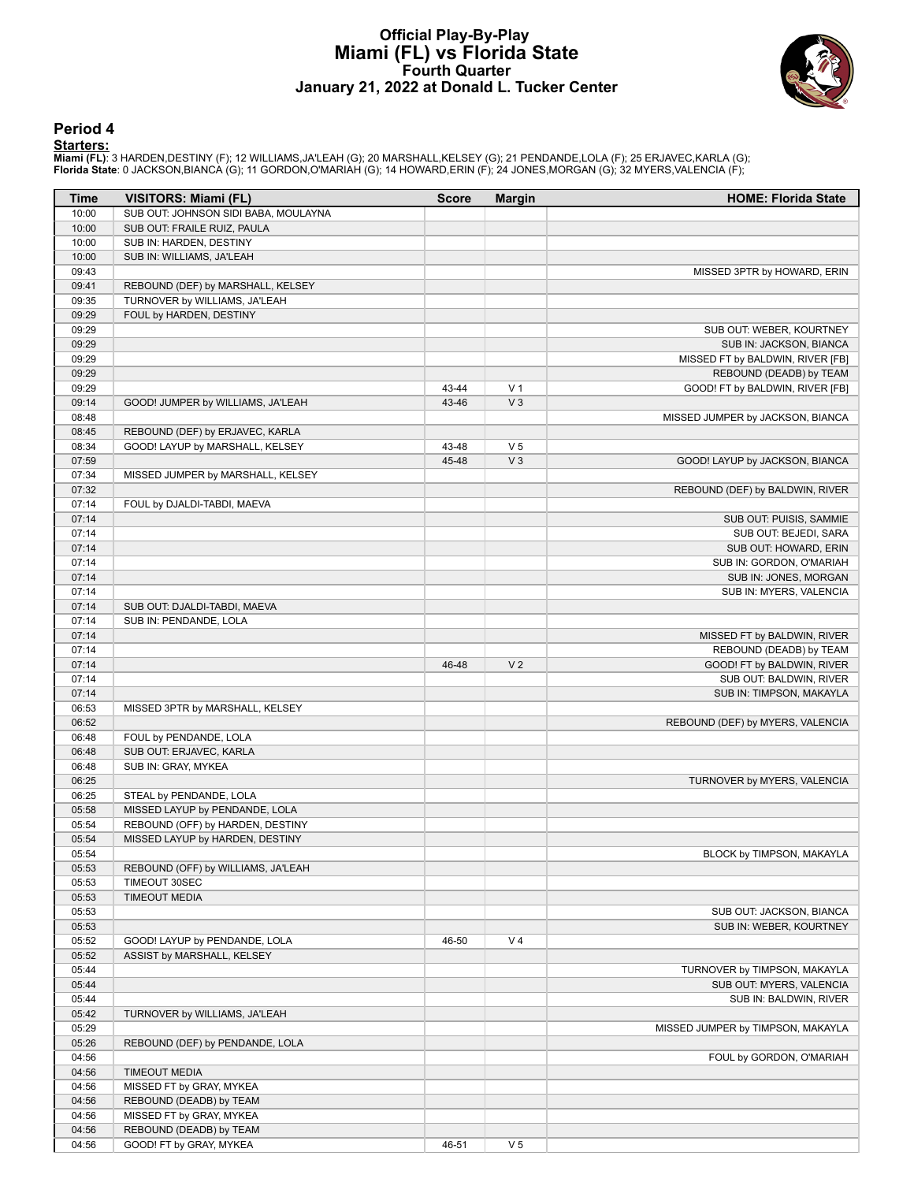# Official Play-By-Play
# Miami (FL) vs Florida State
## Fourth Quarter
## January 21, 2022 at Donald L. Tucker Center

### Period 4

**Starters:**

**Miami (FL)**: 3 HARDEN,DESTINY (F); 12 WILLIAMS,JA'LEAH (G); 20 MARSHALL,KELSEY (G); 21 PENDANDE,LOLA (F); 25 ERJAVEC,KARLA (G);
**Florida State**: 0 JACKSON,BIANCA (G); 11 GORDON,O'MARIAH (G); 14 HOWARD,ERIN (F); 24 JONES,MORGAN (G); 32 MYERS,VALENCIA (F);

| Time | VISITORS: Miami (FL) | Score | Margin | HOME: Florida State |
|---|---|---|---|---|
| 10:00 | SUB OUT: JOHNSON SIDI BABA, MOULAYNA | | | |
| 10:00 | SUB OUT: FRAILE RUIZ, PAULA | | | |
| 10:00 | SUB IN: HARDEN, DESTINY | | | |
| 10:00 | SUB IN: WILLIAMS, JA'LEAH | | | |
| 09:43 | | | | MISSED 3PTR by HOWARD, ERIN |
| 09:41 | REBOUND (DEF) by MARSHALL, KELSEY | | | |
| 09:35 | TURNOVER by WILLIAMS, JA'LEAH | | | |
| 09:29 | FOUL by HARDEN, DESTINY | | | |
| 09:29 | | | | SUB OUT: WEBER, KOURTNEY |
| 09:29 | | | | SUB IN: JACKSON, BIANCA |
| 09:29 | | | | MISSED FT by BALDWIN, RIVER [FB] |
| 09:29 | | | | REBOUND (DEADB) by TEAM |
| 09:29 | | 43-44 | V 1 | GOOD! FT by BALDWIN, RIVER [FB] |
| 09:14 | GOOD! JUMPER by WILLIAMS, JA'LEAH | 43-46 | V 3 | |
| 08:48 | | | | MISSED JUMPER by JACKSON, BIANCA |
| 08:45 | REBOUND (DEF) by ERJAVEC, KARLA | | | |
| 08:34 | GOOD! LAYUP by MARSHALL, KELSEY | 43-48 | V 5 | |
| 07:59 | | 45-48 | V 3 | GOOD! LAYUP by JACKSON, BIANCA |
| 07:34 | MISSED JUMPER by MARSHALL, KELSEY | | | |
| 07:32 | | | | REBOUND (DEF) by BALDWIN, RIVER |
| 07:14 | FOUL by DJALDI-TABDI, MAEVA | | | |
| 07:14 | | | | SUB OUT: PUISIS, SAMMIE |
| 07:14 | | | | SUB OUT: BEJEDI, SARA |
| 07:14 | | | | SUB OUT: HOWARD, ERIN |
| 07:14 | | | | SUB IN: GORDON, O'MARIAH |
| 07:14 | | | | SUB IN: JONES, MORGAN |
| 07:14 | | | | SUB IN: MYERS, VALENCIA |
| 07:14 | SUB OUT: DJALDI-TABDI, MAEVA | | | |
| 07:14 | SUB IN: PENDANDE, LOLA | | | |
| 07:14 | | | | MISSED FT by BALDWIN, RIVER |
| 07:14 | | | | REBOUND (DEADB) by TEAM |
| 07:14 | | 46-48 | V 2 | GOOD! FT by BALDWIN, RIVER |
| 07:14 | | | | SUB OUT: BALDWIN, RIVER |
| 07:14 | | | | SUB IN: TIMPSON, MAKAYLA |
| 06:53 | MISSED 3PTR by MARSHALL, KELSEY | | | |
| 06:52 | | | | REBOUND (DEF) by MYERS, VALENCIA |
| 06:48 | FOUL by PENDANDE, LOLA | | | |
| 06:48 | SUB OUT: ERJAVEC, KARLA | | | |
| 06:48 | SUB IN: GRAY, MYKEA | | | |
| 06:25 | | | | TURNOVER by MYERS, VALENCIA |
| 06:25 | STEAL by PENDANDE, LOLA | | | |
| 05:58 | MISSED LAYUP by PENDANDE, LOLA | | | |
| 05:54 | REBOUND (OFF) by HARDEN, DESTINY | | | |
| 05:54 | MISSED LAYUP by HARDEN, DESTINY | | | |
| 05:54 | | | | BLOCK by TIMPSON, MAKAYLA |
| 05:53 | REBOUND (OFF) by WILLIAMS, JA'LEAH | | | |
| 05:53 | TIMEOUT 30SEC | | | |
| 05:53 | TIMEOUT MEDIA | | | |
| 05:53 | | | | SUB OUT: JACKSON, BIANCA |
| 05:53 | | | | SUB IN: WEBER, KOURTNEY |
| 05:52 | GOOD! LAYUP by PENDANDE, LOLA | 46-50 | V 4 | |
| 05:52 | ASSIST by MARSHALL, KELSEY | | | |
| 05:44 | | | | TURNOVER by TIMPSON, MAKAYLA |
| 05:44 | | | | SUB OUT: MYERS, VALENCIA |
| 05:44 | | | | SUB IN: BALDWIN, RIVER |
| 05:42 | TURNOVER by WILLIAMS, JA'LEAH | | | |
| 05:29 | | | | MISSED JUMPER by TIMPSON, MAKAYLA |
| 05:26 | REBOUND (DEF) by PENDANDE, LOLA | | | |
| 04:56 | | | | FOUL by GORDON, O'MARIAH |
| 04:56 | TIMEOUT MEDIA | | | |
| 04:56 | MISSED FT by GRAY, MYKEA | | | |
| 04:56 | REBOUND (DEADB) by TEAM | | | |
| 04:56 | MISSED FT by GRAY, MYKEA | | | |
| 04:56 | REBOUND (DEADB) by TEAM | | | |
| 04:56 | GOOD! FT by GRAY, MYKEA | 46-51 | V 5 | |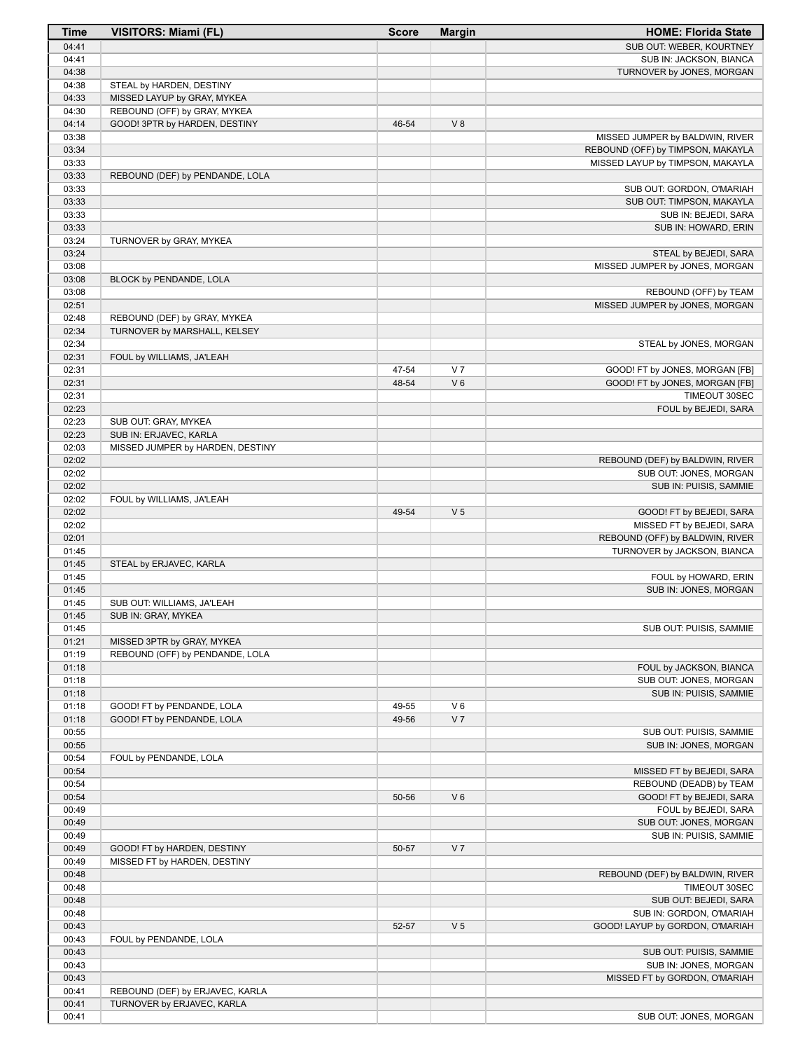| Time | VISITORS: Miami (FL) | Score | Margin | HOME: Florida State |
|---|---|---|---|---|
| 04:41 | | | | SUB OUT: WEBER, KOURTNEY |
| 04:41 | | | | SUB IN: JACKSON, BIANCA |
| 04:38 | | | | TURNOVER by JONES, MORGAN |
| 04:38 | STEAL by HARDEN, DESTINY | | | |
| 04:33 | MISSED LAYUP by GRAY, MYKEA | | | |
| 04:30 | REBOUND (OFF) by GRAY, MYKEA | | | |
| 04:14 | GOOD! 3PTR by HARDEN, DESTINY | 46-54 | V 8 | |
| 03:38 | | | | MISSED JUMPER by BALDWIN, RIVER |
| 03:34 | | | | REBOUND (OFF) by TIMPSON, MAKAYLA |
| 03:33 | | | | MISSED LAYUP by TIMPSON, MAKAYLA |
| 03:33 | REBOUND (DEF) by PENDANDE, LOLA | | | |
| 03:33 | | | | SUB OUT: GORDON, O'MARIAH |
| 03:33 | | | | SUB OUT: TIMPSON, MAKAYLA |
| 03:33 | | | | SUB IN: BEJEDI, SARA |
| 03:33 | | | | SUB IN: HOWARD, ERIN |
| 03:24 | TURNOVER by GRAY, MYKEA | | | |
| 03:24 | | | | STEAL by BEJEDI, SARA |
| 03:08 | | | | MISSED JUMPER by JONES, MORGAN |
| 03:08 | BLOCK by PENDANDE, LOLA | | | |
| 03:08 | | | | REBOUND (OFF) by TEAM |
| 02:51 | | | | MISSED JUMPER by JONES, MORGAN |
| 02:48 | REBOUND (DEF) by GRAY, MYKEA | | | |
| 02:34 | TURNOVER by MARSHALL, KELSEY | | | |
| 02:34 | | | | STEAL by JONES, MORGAN |
| 02:31 | FOUL by WILLIAMS, JA'LEAH | | | |
| 02:31 | | 47-54 | V 7 | GOOD! FT by JONES, MORGAN [FB] |
| 02:31 | | 48-54 | V 6 | GOOD! FT by JONES, MORGAN [FB] |
| 02:31 | | | | TIMEOUT 30SEC |
| 02:23 | | | | FOUL by BEJEDI, SARA |
| 02:23 | SUB OUT: GRAY, MYKEA | | | |
| 02:23 | SUB IN: ERJAVEC, KARLA | | | |
| 02:03 | MISSED JUMPER by HARDEN, DESTINY | | | |
| 02:02 | | | | REBOUND (DEF) by BALDWIN, RIVER |
| 02:02 | | | | SUB OUT: JONES, MORGAN |
| 02:02 | | | | SUB IN: PUISIS, SAMMIE |
| 02:02 | FOUL by WILLIAMS, JA'LEAH | | | |
| 02:02 | | 49-54 | V 5 | GOOD! FT by BEJEDI, SARA |
| 02:02 | | | | MISSED FT by BEJEDI, SARA |
| 02:01 | | | | REBOUND (OFF) by BALDWIN, RIVER |
| 01:45 | | | | TURNOVER by JACKSON, BIANCA |
| 01:45 | STEAL by ERJAVEC, KARLA | | | |
| 01:45 | | | | FOUL by HOWARD, ERIN |
| 01:45 | | | | SUB IN: JONES, MORGAN |
| 01:45 | SUB OUT: WILLIAMS, JA'LEAH | | | |
| 01:45 | SUB IN: GRAY, MYKEA | | | |
| 01:45 | | | | SUB OUT: PUISIS, SAMMIE |
| 01:21 | MISSED 3PTR by GRAY, MYKEA | | | |
| 01:19 | REBOUND (OFF) by PENDANDE, LOLA | | | |
| 01:18 | | | | FOUL by JACKSON, BIANCA |
| 01:18 | | | | SUB OUT: JONES, MORGAN |
| 01:18 | | | | SUB IN: PUISIS, SAMMIE |
| 01:18 | GOOD! FT by PENDANDE, LOLA | 49-55 | V 6 | |
| 01:18 | GOOD! FT by PENDANDE, LOLA | 49-56 | V 7 | |
| 00:55 | | | | SUB OUT: PUISIS, SAMMIE |
| 00:55 | | | | SUB IN: JONES, MORGAN |
| 00:54 | FOUL by PENDANDE, LOLA | | | |
| 00:54 | | | | MISSED FT by BEJEDI, SARA |
| 00:54 | | | | REBOUND (DEADB) by TEAM |
| 00:54 | | 50-56 | V 6 | GOOD! FT by BEJEDI, SARA |
| 00:49 | | | | FOUL by BEJEDI, SARA |
| 00:49 | | | | SUB OUT: JONES, MORGAN |
| 00:49 | | | | SUB IN: PUISIS, SAMMIE |
| 00:49 | GOOD! FT by HARDEN, DESTINY | 50-57 | V 7 | |
| 00:49 | MISSED FT by HARDEN, DESTINY | | | |
| 00:48 | | | | REBOUND (DEF) by BALDWIN, RIVER |
| 00:48 | | | | TIMEOUT 30SEC |
| 00:48 | | | | SUB OUT: BEJEDI, SARA |
| 00:48 | | | | SUB IN: GORDON, O'MARIAH |
| 00:43 | | 52-57 | V 5 | GOOD! LAYUP by GORDON, O'MARIAH |
| 00:43 | FOUL by PENDANDE, LOLA | | | |
| 00:43 | | | | SUB OUT: PUISIS, SAMMIE |
| 00:43 | | | | SUB IN: JONES, MORGAN |
| 00:43 | | | | MISSED FT by GORDON, O'MARIAH |
| 00:41 | REBOUND (DEF) by ERJAVEC, KARLA | | | |
| 00:41 | TURNOVER by ERJAVEC, KARLA | | | |
| 00:41 | | | | SUB OUT: JONES, MORGAN |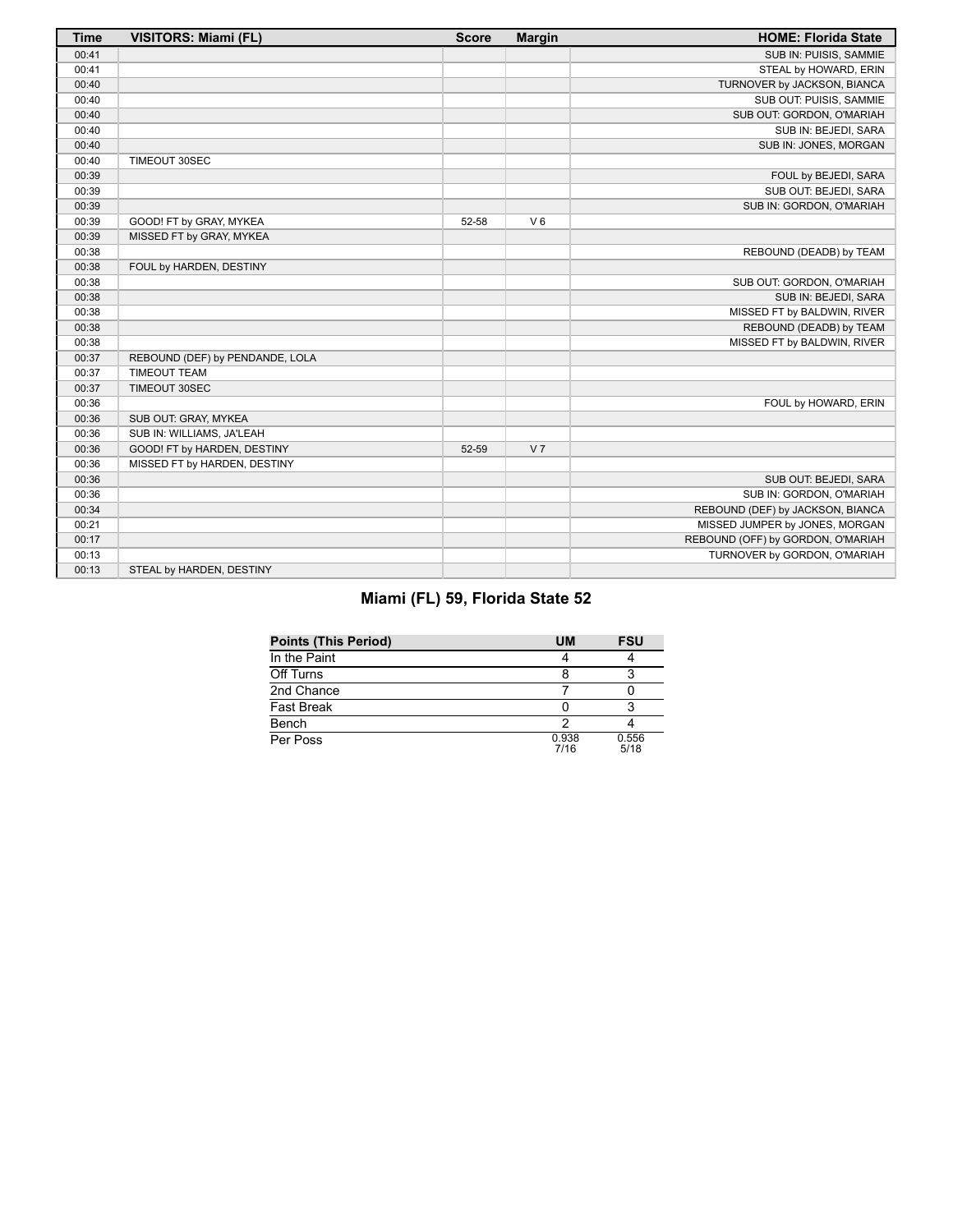| Time | VISITORS: Miami (FL) | Score | Margin | HOME: Florida State |
|---|---|---|---|---|
| 00:41 | | | | SUB IN: PUISIS, SAMMIE |
| 00:41 | | | | STEAL by HOWARD, ERIN |
| 00:40 | | | | TURNOVER by JACKSON, BIANCA |
| 00:40 | | | | SUB OUT: PUISIS, SAMMIE |
| 00:40 | | | | SUB OUT: GORDON, O'MARIAH |
| 00:40 | | | | SUB IN: BEJEDI, SARA |
| 00:40 | | | | SUB IN: JONES, MORGAN |
| 00:40 | TIMEOUT 30SEC | | | |
| 00:39 | | | | FOUL by BEJEDI, SARA |
| 00:39 | | | | SUB OUT: BEJEDI, SARA |
| 00:39 | | | | SUB IN: GORDON, O'MARIAH |
| 00:39 | GOOD! FT by GRAY, MYKEA | 52-58 | V 6 | |
| 00:39 | MISSED FT by GRAY, MYKEA | | | |
| 00:38 | | | | REBOUND (DEADB) by TEAM |
| 00:38 | FOUL by HARDEN, DESTINY | | | |
| 00:38 | | | | SUB OUT: GORDON, O'MARIAH |
| 00:38 | | | | SUB IN: BEJEDI, SARA |
| 00:38 | | | | MISSED FT by BALDWIN, RIVER |
| 00:38 | | | | REBOUND (DEADB) by TEAM |
| 00:38 | | | | MISSED FT by BALDWIN, RIVER |
| 00:37 | REBOUND (DEF) by PENDANDE, LOLA | | | |
| 00:37 | TIMEOUT TEAM | | | |
| 00:37 | TIMEOUT 30SEC | | | |
| 00:36 | | | | FOUL by HOWARD, ERIN |
| 00:36 | SUB OUT: GRAY, MYKEA | | | |
| 00:36 | SUB IN: WILLIAMS, JA'LEAH | | | |
| 00:36 | GOOD! FT by HARDEN, DESTINY | 52-59 | V 7 | |
| 00:36 | MISSED FT by HARDEN, DESTINY | | | |
| 00:36 | | | | SUB OUT: BEJEDI, SARA |
| 00:36 | | | | SUB IN: GORDON, O'MARIAH |
| 00:34 | | | | REBOUND (DEF) by JACKSON, BIANCA |
| 00:21 | | | | MISSED JUMPER by JONES, MORGAN |
| 00:17 | | | | REBOUND (OFF) by GORDON, O'MARIAH |
| 00:13 | | | | TURNOVER by GORDON, O'MARIAH |
| 00:13 | STEAL by HARDEN, DESTINY | | | |

## Miami (FL) 59, Florida State 52

| Points (This Period) | UM | FSU |
|---|---|---|
| In the Paint | 4 | 4 |
| Off Turns | 8 | 3 |
| 2nd Chance | 7 | 0 |
| Fast Break | 0 | 3 |
| Bench | 2 | 4 |
| Per Poss | 0.938 7/16 | 0.556 5/18 |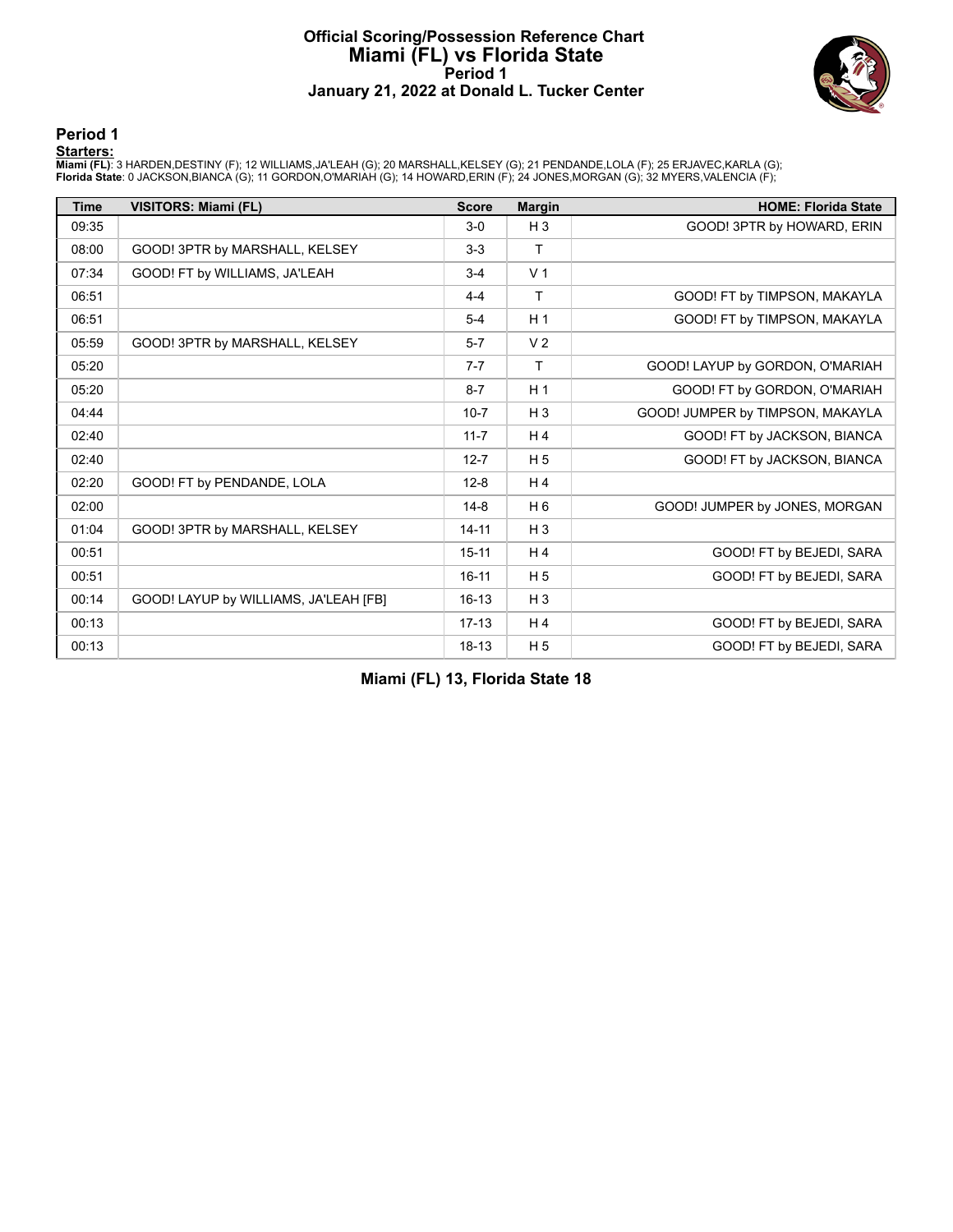# Official Scoring/Possession Reference Chart
# Miami (FL) vs Florida State
## Period 1
## January 21, 2022 at Donald L. Tucker Center

### Period 1

**Starters:**

**Miami (FL)**: 3 HARDEN,DESTINY (F); 12 WILLIAMS,JA'LEAH (G); 20 MARSHALL,KELSEY (G); 21 PENDANDE,LOLA (F); 25 ERJAVEC,KARLA (G);
**Florida State**: 0 JACKSON,BIANCA (G); 11 GORDON,O'MARIAH (G); 14 HOWARD,ERIN (F); 24 JONES,MORGAN (G); 32 MYERS,VALENCIA (F);

| Time | VISITORS: Miami (FL) | Score | Margin | HOME: Florida State |
|---|---|---|---|---|
| 09:35 | | 3-0 | H 3 | GOOD! 3PTR by HOWARD, ERIN |
| 08:00 | GOOD! 3PTR by MARSHALL, KELSEY | 3-3 | T | |
| 07:34 | GOOD! FT by WILLIAMS, JA'LEAH | 3-4 | V 1 | |
| 06:51 | | 4-4 | T | GOOD! FT by TIMPSON, MAKAYLA |
| 06:51 | | 5-4 | H 1 | GOOD! FT by TIMPSON, MAKAYLA |
| 05:59 | GOOD! 3PTR by MARSHALL, KELSEY | 5-7 | V 2 | |
| 05:20 | | 7-7 | T | GOOD! LAYUP by GORDON, O'MARIAH |
| 05:20 | | 8-7 | H 1 | GOOD! FT by GORDON, O'MARIAH |
| 04:44 | | 10-7 | H 3 | GOOD! JUMPER by TIMPSON, MAKAYLA |
| 02:40 | | 11-7 | H 4 | GOOD! FT by JACKSON, BIANCA |
| 02:40 | | 12-7 | H 5 | GOOD! FT by JACKSON, BIANCA |
| 02:20 | GOOD! FT by PENDANDE, LOLA | 12-8 | H 4 | |
| 02:00 | | 14-8 | H 6 | GOOD! JUMPER by JONES, MORGAN |
| 01:04 | GOOD! 3PTR by MARSHALL, KELSEY | 14-11 | H 3 | |
| 00:51 | | 15-11 | H 4 | GOOD! FT by BEJEDI, SARA |
| 00:51 | | 16-11 | H 5 | GOOD! FT by BEJEDI, SARA |
| 00:14 | GOOD! LAYUP by WILLIAMS, JA'LEAH [FB] | 16-13 | H 3 | |
| 00:13 | | 17-13 | H 4 | GOOD! FT by BEJEDI, SARA |
| 00:13 | | 18-13 | H 5 | GOOD! FT by BEJEDI, SARA |

**Miami (FL) 13, Florida State 18**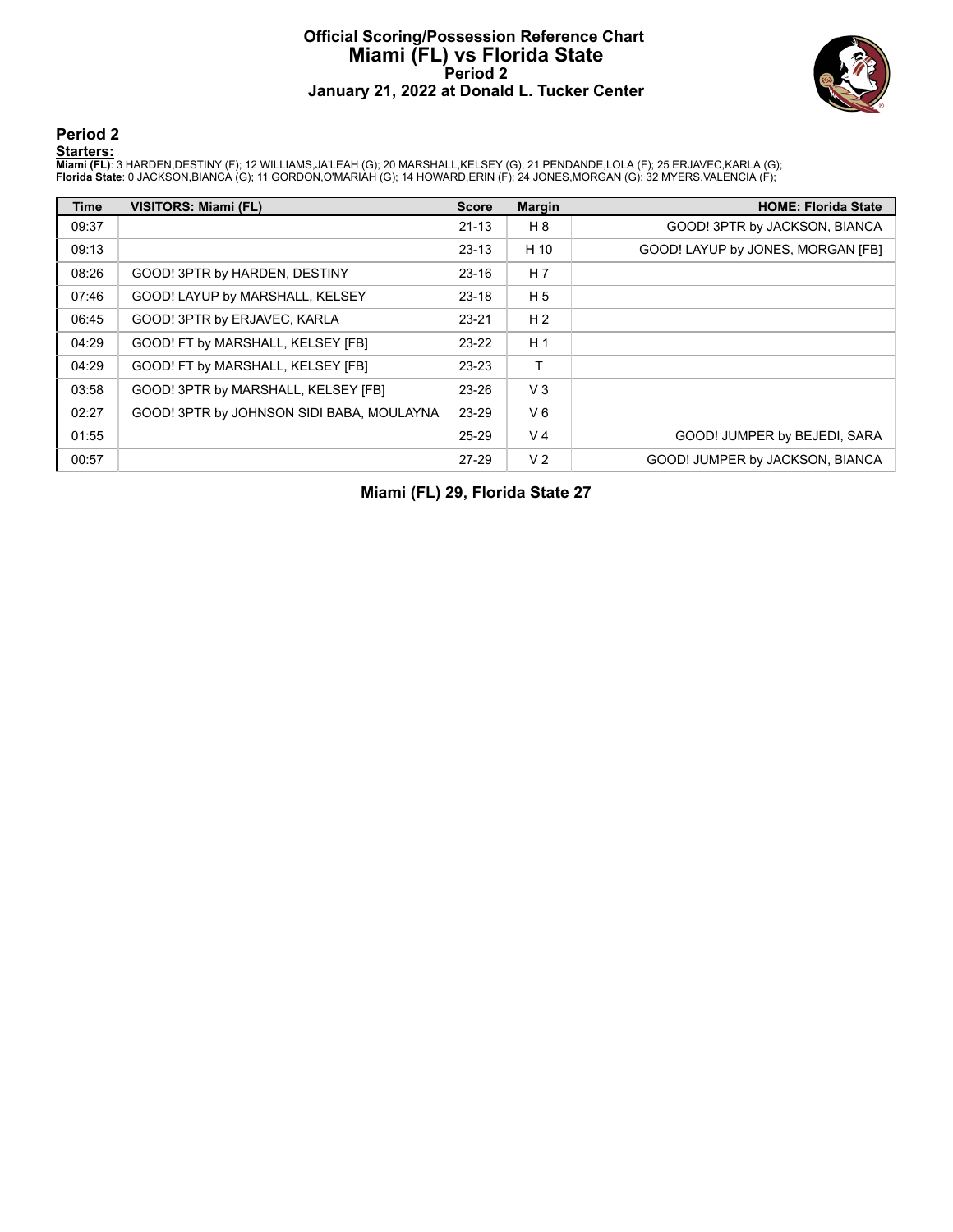# Official Scoring/Possession Reference Chart
# Miami (FL) vs Florida State
## Period 2
## January 21, 2022 at Donald L. Tucker Center

## Period 2

**Starters:**

**Miami (FL)**: 3 HARDEN,DESTINY (F); 12 WILLIAMS,JA'LEAH (G); 20 MARSHALL,KELSEY (G); 21 PENDANDE,LOLA (F); 25 ERJAVEC,KARLA (G);
**Florida State**: 0 JACKSON,BIANCA (G); 11 GORDON,O'MARIAH (G); 14 HOWARD,ERIN (F); 24 JONES,MORGAN (G); 32 MYERS,VALENCIA (F);

| Time | VISITORS: Miami (FL) | Score | Margin | HOME: Florida State |
|---|---|---|---|---|
| 09:37 | | 21-13 | H 8 | GOOD! 3PTR by JACKSON, BIANCA |
| 09:13 | | 23-13 | H 10 | GOOD! LAYUP by JONES, MORGAN [FB] |
| 08:26 | GOOD! 3PTR by HARDEN, DESTINY | 23-16 | H 7 | |
| 07:46 | GOOD! LAYUP by MARSHALL, KELSEY | 23-18 | H 5 | |
| 06:45 | GOOD! 3PTR by ERJAVEC, KARLA | 23-21 | H 2 | |
| 04:29 | GOOD! FT by MARSHALL, KELSEY [FB] | 23-22 | H 1 | |
| 04:29 | GOOD! FT by MARSHALL, KELSEY [FB] | 23-23 | T | |
| 03:58 | GOOD! 3PTR by MARSHALL, KELSEY [FB] | 23-26 | V 3 | |
| 02:27 | GOOD! 3PTR by JOHNSON SIDI BABA, MOULAYNA | 23-29 | V 6 | |
| 01:55 | | 25-29 | V 4 | GOOD! JUMPER by BEJEDI, SARA |
| 00:57 | | 27-29 | V 2 | GOOD! JUMPER by JACKSON, BIANCA |

**Miami (FL) 29, Florida State 27**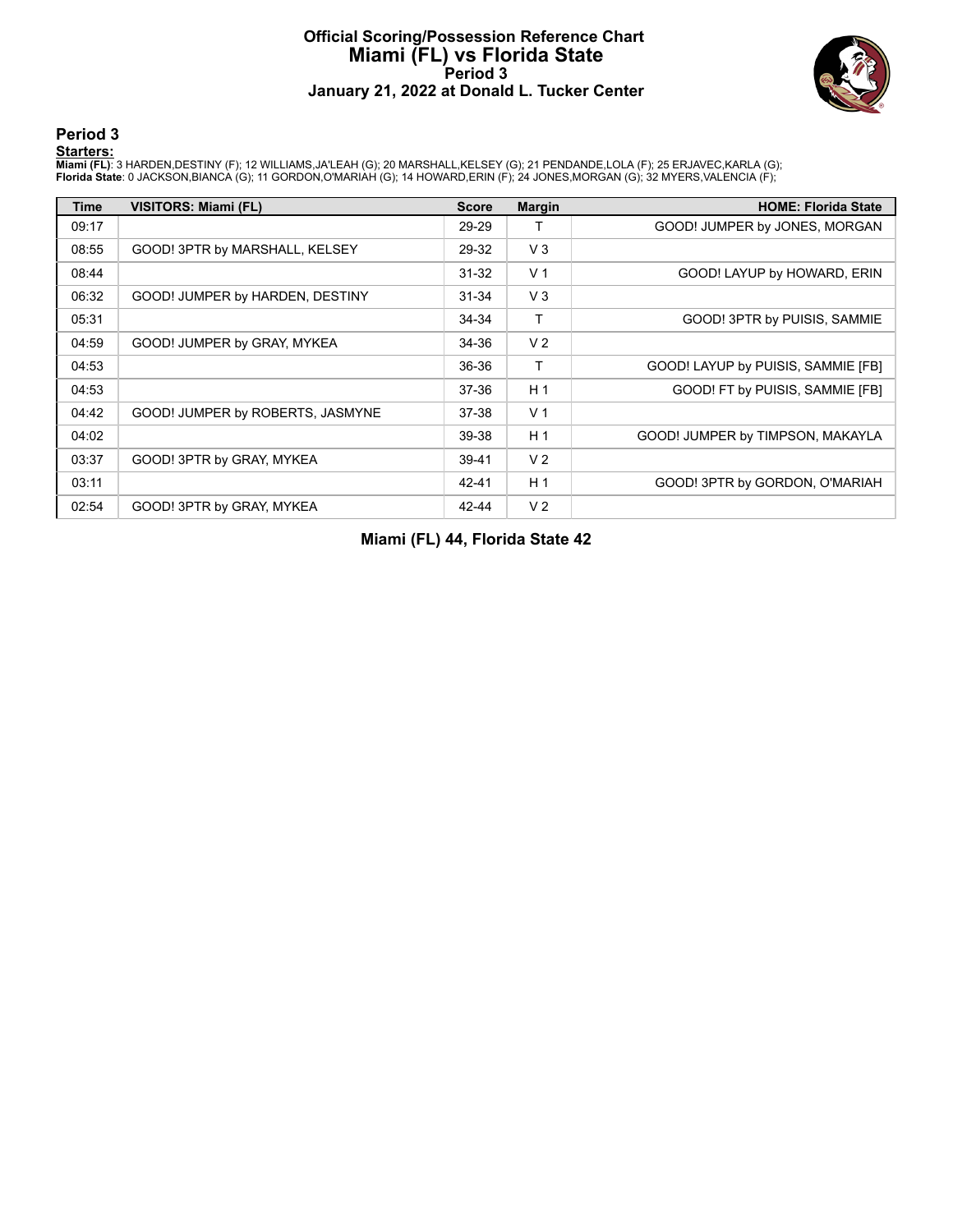# Official Scoring/Possession Reference Chart
# Miami (FL) vs Florida State
## Period 3
## January 21, 2022 at Donald L. Tucker Center

### Period 3

**Starters:**

**Miami (FL)**: 3 HARDEN,DESTINY (F); 12 WILLIAMS,JA'LEAH (G); 20 MARSHALL,KELSEY (G); 21 PENDANDE,LOLA (F); 25 ERJAVEC,KARLA (G);
**Florida State**: 0 JACKSON,BIANCA (G); 11 GORDON,O'MARIAH (G); 14 HOWARD,ERIN (F); 24 JONES,MORGAN (G); 32 MYERS,VALENCIA (F);

| Time | VISITORS: Miami (FL) | Score | Margin | HOME: Florida State |
|---|---|---|---|---|
| 09:17 | | 29-29 | T | GOOD! JUMPER by JONES, MORGAN |
| 08:55 | GOOD! 3PTR by MARSHALL, KELSEY | 29-32 | V 3 | |
| 08:44 | | 31-32 | V 1 | GOOD! LAYUP by HOWARD, ERIN |
| 06:32 | GOOD! JUMPER by HARDEN, DESTINY | 31-34 | V 3 | |
| 05:31 | | 34-34 | T | GOOD! 3PTR by PUISIS, SAMMIE |
| 04:59 | GOOD! JUMPER by GRAY, MYKEA | 34-36 | V 2 | |
| 04:53 | | 36-36 | T | GOOD! LAYUP by PUISIS, SAMMIE [FB] |
| 04:53 | | 37-36 | H 1 | GOOD! FT by PUISIS, SAMMIE [FB] |
| 04:42 | GOOD! JUMPER by ROBERTS, JASMYNE | 37-38 | V 1 | |
| 04:02 | | 39-38 | H 1 | GOOD! JUMPER by TIMPSON, MAKAYLA |
| 03:37 | GOOD! 3PTR by GRAY, MYKEA | 39-41 | V 2 | |
| 03:11 | | 42-41 | H 1 | GOOD! 3PTR by GORDON, O'MARIAH |
| 02:54 | GOOD! 3PTR by GRAY, MYKEA | 42-44 | V 2 | |

**Miami (FL) 44, Florida State 42**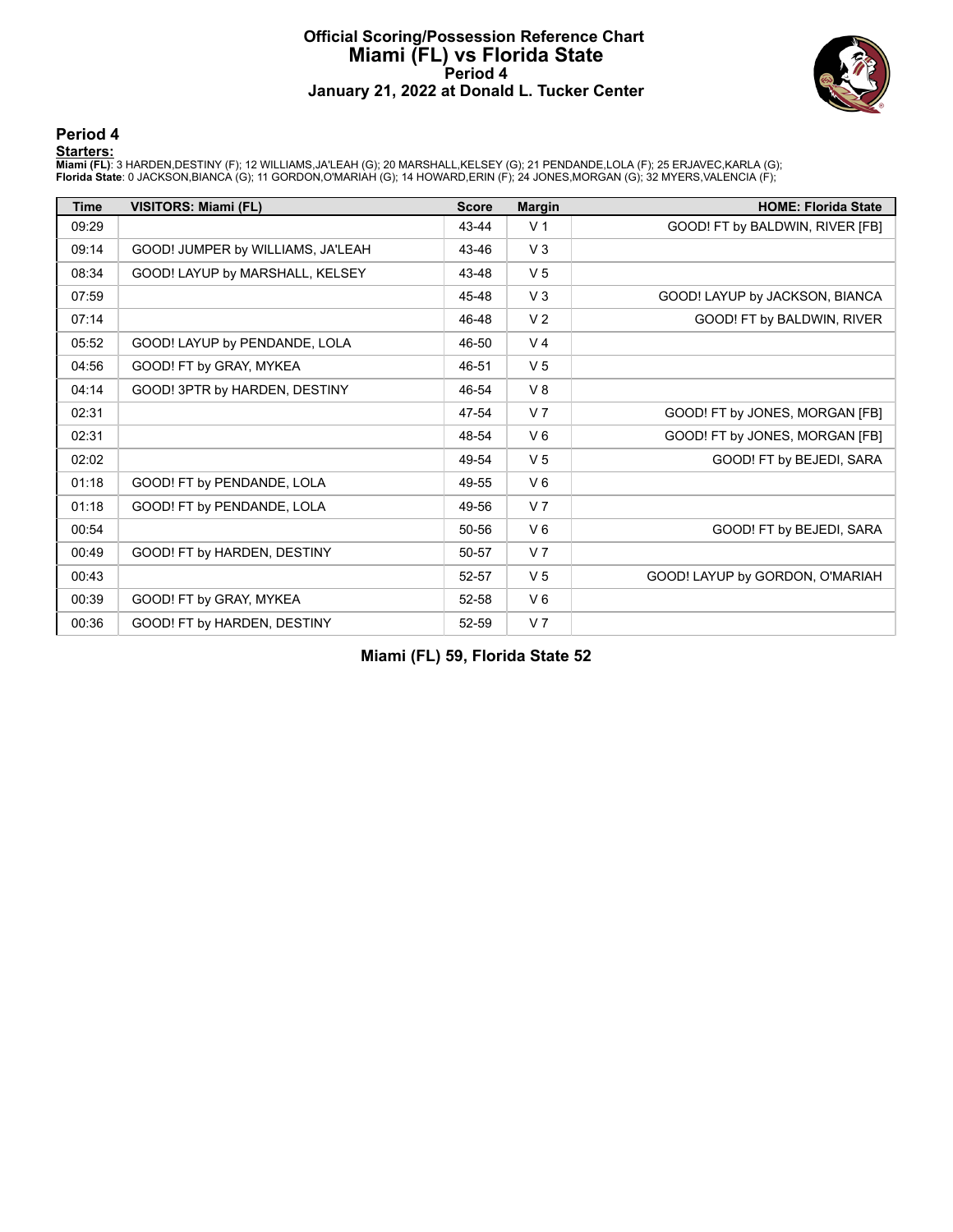# Official Scoring/Possession Reference Chart
# Miami (FL) vs Florida State
## Period 4
## January 21, 2022 at Donald L. Tucker Center

## Period 4

**Starters:**

**Miami (FL)**: 3 HARDEN,DESTINY (F); 12 WILLIAMS,JA'LEAH (G); 20 MARSHALL,KELSEY (G); 21 PENDANDE,LOLA (F); 25 ERJAVEC,KARLA (G);
**Florida State**: 0 JACKSON,BIANCA (G); 11 GORDON,O'MARIAH (G); 14 HOWARD,ERIN (F); 24 JONES,MORGAN (G); 32 MYERS,VALENCIA (F);

| Time | VISITORS: Miami (FL) | Score | Margin | HOME: Florida State |
|---|---|---|---|---|
| 09:29 | | 43-44 | V 1 | GOOD! FT by BALDWIN, RIVER [FB] |
| 09:14 | GOOD! JUMPER by WILLIAMS, JA'LEAH | 43-46 | V 3 | |
| 08:34 | GOOD! LAYUP by MARSHALL, KELSEY | 43-48 | V 5 | |
| 07:59 | | 45-48 | V 3 | GOOD! LAYUP by JACKSON, BIANCA |
| 07:14 | | 46-48 | V 2 | GOOD! FT by BALDWIN, RIVER |
| 05:52 | GOOD! LAYUP by PENDANDE, LOLA | 46-50 | V 4 | |
| 04:56 | GOOD! FT by GRAY, MYKEA | 46-51 | V 5 | |
| 04:14 | GOOD! 3PTR by HARDEN, DESTINY | 46-54 | V 8 | |
| 02:31 | | 47-54 | V 7 | GOOD! FT by JONES, MORGAN [FB] |
| 02:31 | | 48-54 | V 6 | GOOD! FT by JONES, MORGAN [FB] |
| 02:02 | | 49-54 | V 5 | GOOD! FT by BEJEDI, SARA |
| 01:18 | GOOD! FT by PENDANDE, LOLA | 49-55 | V 6 | |
| 01:18 | GOOD! FT by PENDANDE, LOLA | 49-56 | V 7 | |
| 00:54 | | 50-56 | V 6 | GOOD! FT by BEJEDI, SARA |
| 00:49 | GOOD! FT by HARDEN, DESTINY | 50-57 | V 7 | |
| 00:43 | | 52-57 | V 5 | GOOD! LAYUP by GORDON, O'MARIAH |
| 00:39 | GOOD! FT by GRAY, MYKEA | 52-58 | V 6 | |
| 00:36 | GOOD! FT by HARDEN, DESTINY | 52-59 | V 7 | |

**Miami (FL) 59, Florida State 52**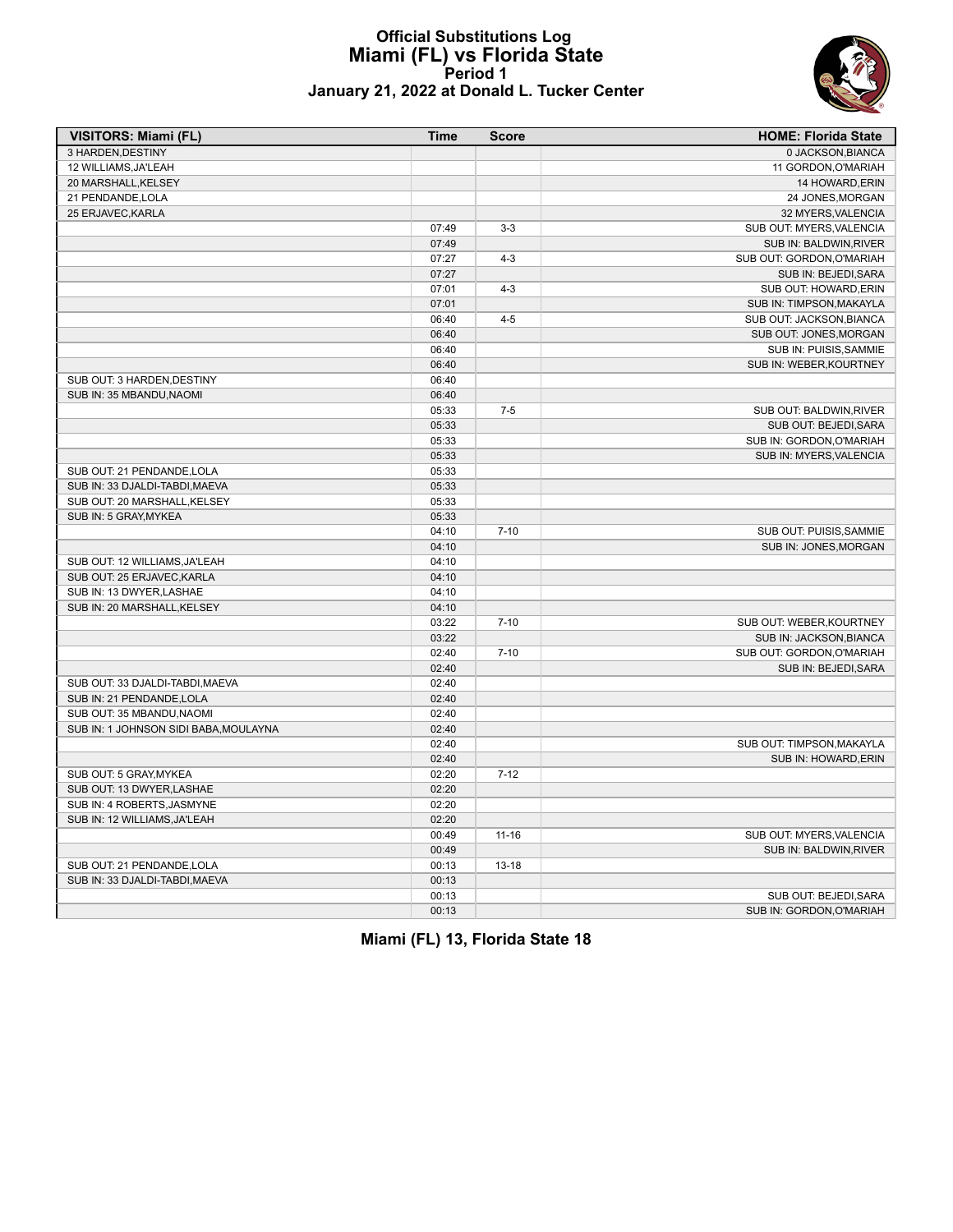# Official Substitutions Log
## Miami (FL) vs Florida State
### Period 1
### January 21, 2022 at Donald L. Tucker Center

| VISITORS: Miami (FL) | Time | Score | HOME: Florida State |
|---|---|---|---|
| 3 HARDEN,DESTINY | | | 0 JACKSON,BIANCA |
| 12 WILLIAMS,JA'LEAH | | | 11 GORDON,O'MARIAH |
| 20 MARSHALL,KELSEY | | | 14 HOWARD,ERIN |
| 21 PENDANDE,LOLA | | | 24 JONES,MORGAN |
| 25 ERJAVEC,KARLA | | | 32 MYERS,VALENCIA |
| | 07:49 | 3-3 | SUB OUT: MYERS,VALENCIA |
| | 07:49 | | SUB IN: BALDWIN,RIVER |
| | 07:27 | 4-3 | SUB OUT: GORDON,O'MARIAH |
| | 07:27 | | SUB IN: BEJEDI,SARA |
| | 07:01 | 4-3 | SUB OUT: HOWARD,ERIN |
| | 07:01 | | SUB IN: TIMPSON,MAKAYLA |
| | 06:40 | 4-5 | SUB OUT: JACKSON,BIANCA |
| | 06:40 | | SUB OUT: JONES,MORGAN |
| | 06:40 | | SUB IN: PUISIS,SAMMIE |
| | 06:40 | | SUB IN: WEBER,KOURTNEY |
| SUB OUT: 3 HARDEN,DESTINY | 06:40 | | |
| SUB IN: 35 MBANDU,NAOMI | 06:40 | | |
| | 05:33 | 7-5 | SUB OUT: BALDWIN,RIVER |
| | 05:33 | | SUB OUT: BEJEDI,SARA |
| | 05:33 | | SUB IN: GORDON,O'MARIAH |
| | 05:33 | | SUB IN: MYERS,VALENCIA |
| SUB OUT: 21 PENDANDE,LOLA | 05:33 | | |
| SUB IN: 33 DJALDI-TABDI,MAEVA | 05:33 | | |
| SUB OUT: 20 MARSHALL,KELSEY | 05:33 | | |
| SUB IN: 5 GRAY,MYKEA | 05:33 | | |
| | 04:10 | 7-10 | SUB OUT: PUISIS,SAMMIE |
| | 04:10 | | SUB IN: JONES,MORGAN |
| SUB OUT: 12 WILLIAMS,JA'LEAH | 04:10 | | |
| SUB OUT: 25 ERJAVEC,KARLA | 04:10 | | |
| SUB IN: 13 DWYER,LASHAE | 04:10 | | |
| SUB IN: 20 MARSHALL,KELSEY | 04:10 | | |
| | 03:22 | 7-10 | SUB OUT: WEBER,KOURTNEY |
| | 03:22 | | SUB IN: JACKSON,BIANCA |
| | 02:40 | 7-10 | SUB OUT: GORDON,O'MARIAH |
| | 02:40 | | SUB IN: BEJEDI,SARA |
| SUB OUT: 33 DJALDI-TABDI,MAEVA | 02:40 | | |
| SUB IN: 21 PENDANDE,LOLA | 02:40 | | |
| SUB OUT: 35 MBANDU,NAOMI | 02:40 | | |
| SUB IN: 1 JOHNSON SIDI BABA,MOULAYNA | 02:40 | | |
| | 02:40 | | SUB OUT: TIMPSON,MAKAYLA |
| | 02:40 | | SUB IN: HOWARD,ERIN |
| SUB OUT: 5 GRAY,MYKEA | 02:20 | 7-12 | |
| SUB OUT: 13 DWYER,LASHAE | 02:20 | | |
| SUB IN: 4 ROBERTS,JASMYNE | 02:20 | | |
| SUB IN: 12 WILLIAMS,JA'LEAH | 02:20 | | |
| | 00:49 | 11-16 | SUB OUT: MYERS,VALENCIA |
| | 00:49 | | SUB IN: BALDWIN,RIVER |
| SUB OUT: 21 PENDANDE,LOLA | 00:13 | 13-18 | |
| SUB IN: 33 DJALDI-TABDI,MAEVA | 00:13 | | |
| | 00:13 | | SUB OUT: BEJEDI,SARA |
| | 00:13 | | SUB IN: GORDON,O'MARIAH |

**Miami (FL) 13, Florida State 18**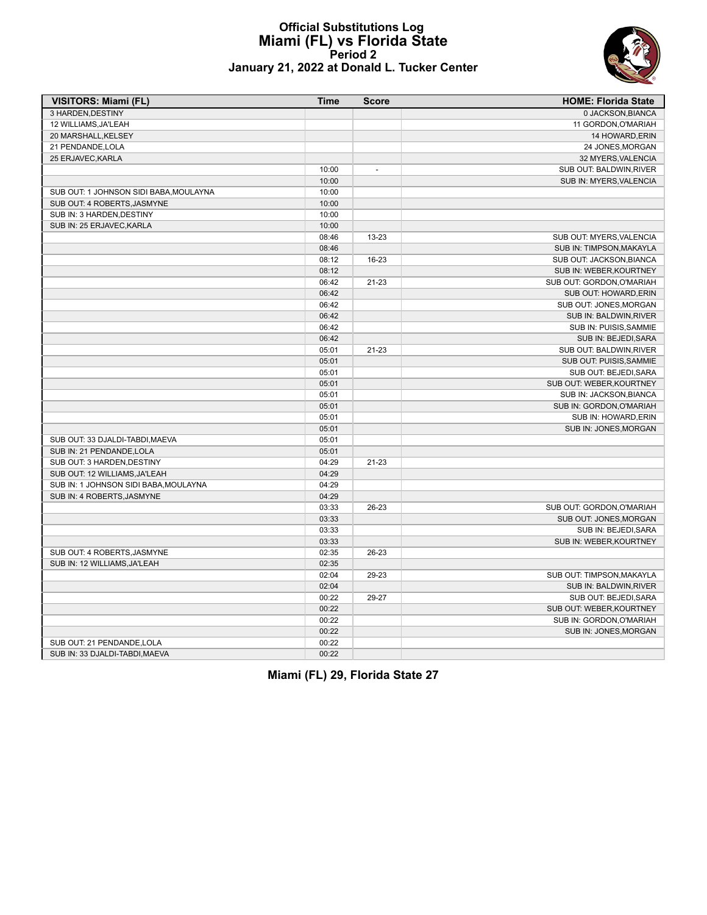# Official Substitutions Log
## Miami (FL) vs Florida State
### Period 2
### January 21, 2022 at Donald L. Tucker Center

| VISITORS: Miami (FL) | Time | Score | HOME: Florida State |
|---|---|---|---|
| 3 HARDEN,DESTINY | | | 0 JACKSON,BIANCA |
| 12 WILLIAMS,JA'LEAH | | | 11 GORDON,O'MARIAH |
| 20 MARSHALL,KELSEY | | | 14 HOWARD,ERIN |
| 21 PENDANDE,LOLA | | | 24 JONES,MORGAN |
| 25 ERJAVEC,KARLA | | | 32 MYERS,VALENCIA |
| | 10:00 | - | SUB OUT: BALDWIN,RIVER |
| | 10:00 | | SUB IN: MYERS,VALENCIA |
| SUB OUT: 1 JOHNSON SIDI BABA,MOULAYNA | 10:00 | | |
| SUB OUT: 4 ROBERTS,JASMYNE | 10:00 | | |
| SUB IN: 3 HARDEN,DESTINY | 10:00 | | |
| SUB IN: 25 ERJAVEC,KARLA | 10:00 | | |
| | 08:46 | 13-23 | SUB OUT: MYERS,VALENCIA |
| | 08:46 | | SUB IN: TIMPSON,MAKAYLA |
| | 08:12 | 16-23 | SUB OUT: JACKSON,BIANCA |
| | 08:12 | | SUB IN: WEBER,KOURTNEY |
| | 06:42 | 21-23 | SUB OUT: GORDON,O'MARIAH |
| | 06:42 | | SUB OUT: HOWARD,ERIN |
| | 06:42 | | SUB OUT: JONES,MORGAN |
| | 06:42 | | SUB IN: BALDWIN,RIVER |
| | 06:42 | | SUB IN: PUISIS,SAMMIE |
| | 06:42 | | SUB IN: BEJEDI,SARA |
| | 05:01 | 21-23 | SUB OUT: BALDWIN,RIVER |
| | 05:01 | | SUB OUT: PUISIS,SAMMIE |
| | 05:01 | | SUB OUT: BEJEDI,SARA |
| | 05:01 | | SUB OUT: WEBER,KOURTNEY |
| | 05:01 | | SUB IN: JACKSON,BIANCA |
| | 05:01 | | SUB IN: GORDON,O'MARIAH |
| | 05:01 | | SUB IN: HOWARD,ERIN |
| | 05:01 | | SUB IN: JONES,MORGAN |
| SUB OUT: 33 DJALDI-TABDI,MAEVA | 05:01 | | |
| SUB IN: 21 PENDANDE,LOLA | 05:01 | | |
| SUB OUT: 3 HARDEN,DESTINY | 04:29 | 21-23 | |
| SUB OUT: 12 WILLIAMS,JA'LEAH | 04:29 | | |
| SUB IN: 1 JOHNSON SIDI BABA,MOULAYNA | 04:29 | | |
| SUB IN: 4 ROBERTS,JASMYNE | 04:29 | | |
| | 03:33 | 26-23 | SUB OUT: GORDON,O'MARIAH |
| | 03:33 | | SUB OUT: JONES,MORGAN |
| | 03:33 | | SUB IN: BEJEDI,SARA |
| | 03:33 | | SUB IN: WEBER,KOURTNEY |
| SUB OUT: 4 ROBERTS,JASMYNE | 02:35 | 26-23 | |
| SUB IN: 12 WILLIAMS,JA'LEAH | 02:35 | | |
| | 02:04 | 29-23 | SUB OUT: TIMPSON,MAKAYLA |
| | 02:04 | | SUB IN: BALDWIN,RIVER |
| | 00:22 | 29-27 | SUB OUT: BEJEDI,SARA |
| | 00:22 | | SUB OUT: WEBER,KOURTNEY |
| | 00:22 | | SUB IN: GORDON,O'MARIAH |
| | 00:22 | | SUB IN: JONES,MORGAN |
| SUB OUT: 21 PENDANDE,LOLA | 00:22 | | |
| SUB IN: 33 DJALDI-TABDI,MAEVA | 00:22 | | |

**Miami (FL) 29, Florida State 27**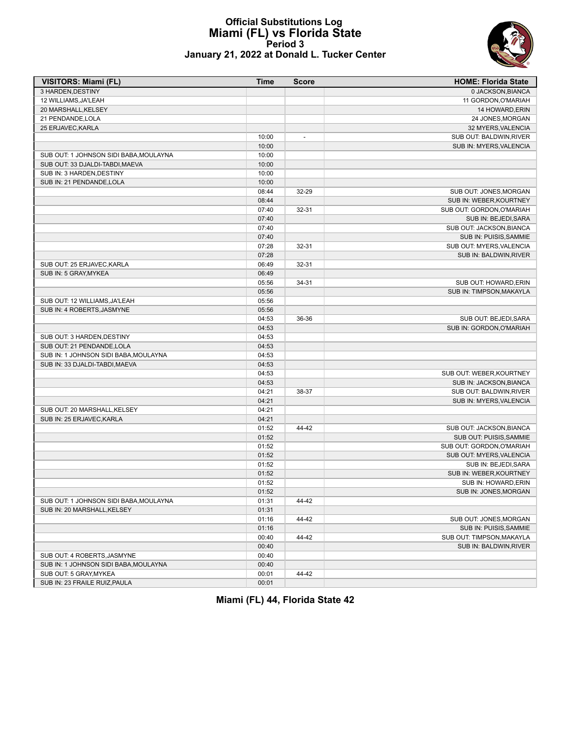# Official Substitutions Log
## Miami (FL) vs Florida State
### Period 3
### January 21, 2022 at Donald L. Tucker Center

| VISITORS: Miami (FL) | Time | Score | HOME: Florida State |
|---|---|---|---|
| 3 HARDEN,DESTINY | | | 0 JACKSON,BIANCA |
| 12 WILLIAMS,JA'LEAH | | | 11 GORDON,O'MARIAH |
| 20 MARSHALL,KELSEY | | | 14 HOWARD,ERIN |
| 21 PENDANDE,LOLA | | | 24 JONES,MORGAN |
| 25 ERJAVEC,KARLA | | | 32 MYERS,VALENCIA |
| | 10:00 | - | SUB OUT: BALDWIN,RIVER |
| | 10:00 | | SUB IN: MYERS,VALENCIA |
| SUB OUT: 1 JOHNSON SIDI BABA,MOULAYNA | 10:00 | | |
| SUB OUT: 33 DJALDI-TABDI,MAEVA | 10:00 | | |
| SUB IN: 3 HARDEN,DESTINY | 10:00 | | |
| SUB IN: 21 PENDANDE,LOLA | 10:00 | | |
| | 08:44 | 32-29 | SUB OUT: JONES,MORGAN |
| | 08:44 | | SUB IN: WEBER,KOURTNEY |
| | 07:40 | 32-31 | SUB OUT: GORDON,O'MARIAH |
| | 07:40 | | SUB IN: BEJEDI,SARA |
| | 07:40 | | SUB OUT: JACKSON,BIANCA |
| | 07:40 | | SUB IN: PUISIS,SAMMIE |
| | 07:28 | 32-31 | SUB OUT: MYERS,VALENCIA |
| | 07:28 | | SUB IN: BALDWIN,RIVER |
| SUB OUT: 25 ERJAVEC,KARLA | 06:49 | 32-31 | |
| SUB IN: 5 GRAY,MYKEA | 06:49 | | |
| | 05:56 | 34-31 | SUB OUT: HOWARD,ERIN |
| | 05:56 | | SUB IN: TIMPSON,MAKAYLA |
| SUB OUT: 12 WILLIAMS,JA'LEAH | 05:56 | | |
| SUB IN: 4 ROBERTS,JASMYNE | 05:56 | | |
| | 04:53 | 36-36 | SUB OUT: BEJEDI,SARA |
| | 04:53 | | SUB IN: GORDON,O'MARIAH |
| SUB OUT: 3 HARDEN,DESTINY | 04:53 | | |
| SUB OUT: 21 PENDANDE,LOLA | 04:53 | | |
| SUB IN: 1 JOHNSON SIDI BABA,MOULAYNA | 04:53 | | |
| SUB IN: 33 DJALDI-TABDI,MAEVA | 04:53 | | |
| | 04:53 | | SUB OUT: WEBER,KOURTNEY |
| | 04:53 | | SUB IN: JACKSON,BIANCA |
| | 04:21 | 38-37 | SUB OUT: BALDWIN,RIVER |
| | 04:21 | | SUB IN: MYERS,VALENCIA |
| SUB OUT: 20 MARSHALL,KELSEY | 04:21 | | |
| SUB IN: 25 ERJAVEC,KARLA | 04:21 | | |
| | 01:52 | 44-42 | SUB OUT: JACKSON,BIANCA |
| | 01:52 | | SUB OUT: PUISIS,SAMMIE |
| | 01:52 | | SUB OUT: GORDON,O'MARIAH |
| | 01:52 | | SUB OUT: MYERS,VALENCIA |
| | 01:52 | | SUB IN: BEJEDI,SARA |
| | 01:52 | | SUB IN: WEBER,KOURTNEY |
| | 01:52 | | SUB IN: HOWARD,ERIN |
| | 01:52 | | SUB IN: JONES,MORGAN |
| SUB OUT: 1 JOHNSON SIDI BABA,MOULAYNA | 01:31 | 44-42 | |
| SUB IN: 20 MARSHALL,KELSEY | 01:31 | | |
| | 01:16 | 44-42 | SUB OUT: JONES,MORGAN |
| | 01:16 | | SUB IN: PUISIS,SAMMIE |
| | 00:40 | 44-42 | SUB OUT: TIMPSON,MAKAYLA |
| | 00:40 | | SUB IN: BALDWIN,RIVER |
| SUB OUT: 4 ROBERTS,JASMYNE | 00:40 | | |
| SUB IN: 1 JOHNSON SIDI BABA,MOULAYNA | 00:40 | | |
| SUB OUT: 5 GRAY,MYKEA | 00:01 | 44-42 | |
| SUB IN: 23 FRAILE RUIZ,PAULA | 00:01 | | |

**Miami (FL) 44, Florida State 42**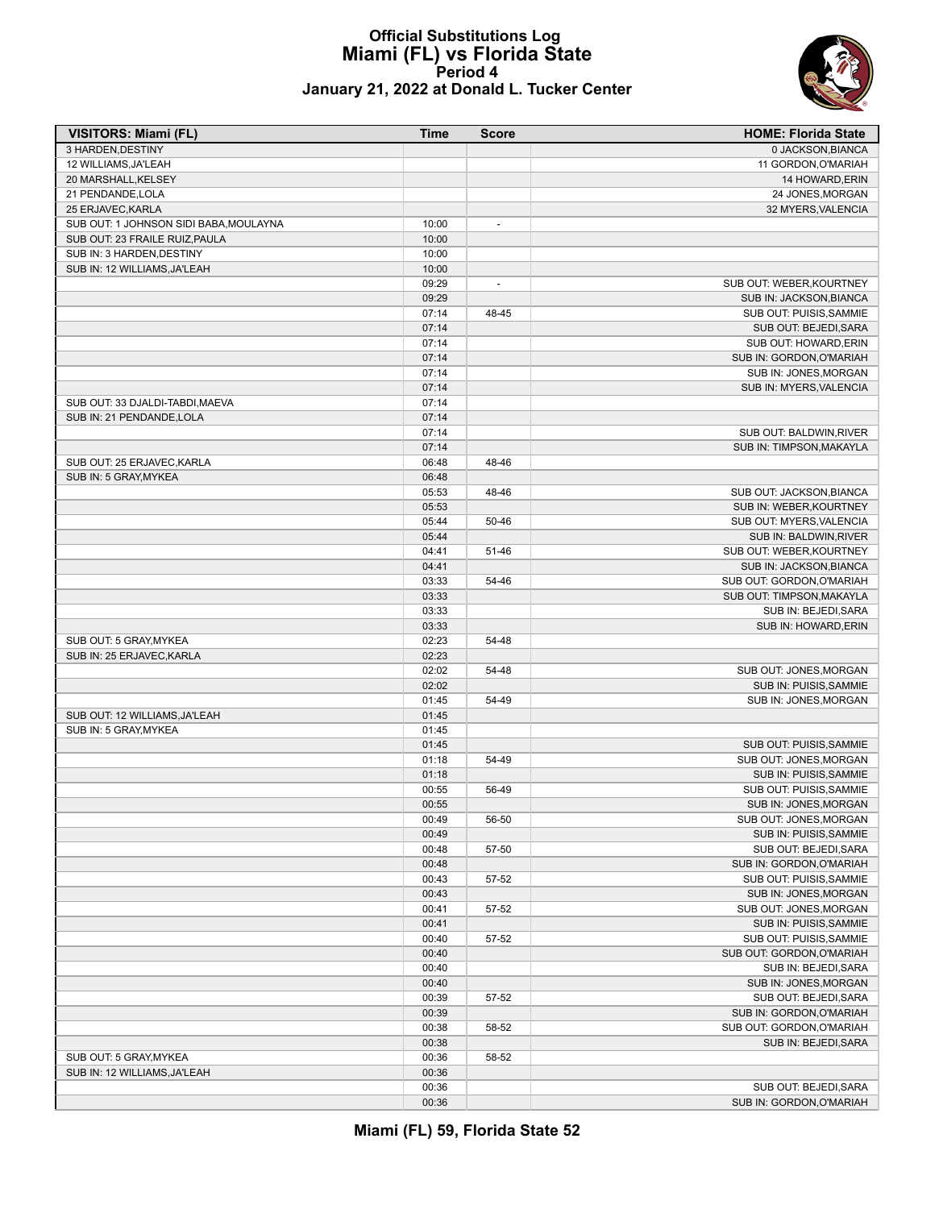# Official Substitutions Log
## Miami (FL) vs Florida State
### Period 4
### January 21, 2022 at Donald L. Tucker Center

| VISITORS: Miami (FL) | Time | Score | HOME: Florida State |
|---|---|---|---|
| 3 HARDEN,DESTINY | | | 0 JACKSON,BIANCA |
| 12 WILLIAMS,JA'LEAH | | | 11 GORDON,O'MARIAH |
| 20 MARSHALL,KELSEY | | | 14 HOWARD,ERIN |
| 21 PENDANDE,LOLA | | | 24 JONES,MORGAN |
| 25 ERJAVEC,KARLA | | | 32 MYERS,VALENCIA |
| SUB OUT: 1 JOHNSON SIDI BABA,MOULAYNA | 10:00 | - | |
| SUB OUT: 23 FRAILE RUIZ,PAULA | 10:00 | | |
| SUB IN: 3 HARDEN,DESTINY | 10:00 | | |
| SUB IN: 12 WILLIAMS,JA'LEAH | 10:00 | | |
| | 09:29 | - | SUB OUT: WEBER,KOURTNEY |
| | 09:29 | | SUB IN: JACKSON,BIANCA |
| | 07:14 | 48-45 | SUB OUT: PUISIS,SAMMIE |
| | 07:14 | | SUB OUT: BEJEDI,SARA |
| | 07:14 | | SUB OUT: HOWARD,ERIN |
| | 07:14 | | SUB IN: GORDON,O'MARIAH |
| | 07:14 | | SUB IN: JONES,MORGAN |
| | 07:14 | | SUB IN: MYERS,VALENCIA |
| SUB OUT: 33 DJALDI-TABDI,MAEVA | 07:14 | | |
| SUB IN: 21 PENDANDE,LOLA | 07:14 | | |
| | 07:14 | | SUB OUT: BALDWIN,RIVER |
| | 07:14 | | SUB IN: TIMPSON,MAKAYLA |
| SUB OUT: 25 ERJAVEC,KARLA | 06:48 | 48-46 | |
| SUB IN: 5 GRAY,MYKEA | 06:48 | | |
| | 05:53 | 48-46 | SUB OUT: JACKSON,BIANCA |
| | 05:53 | | SUB IN: WEBER,KOURTNEY |
| | 05:44 | 50-46 | SUB OUT: MYERS,VALENCIA |
| | 05:44 | | SUB IN: BALDWIN,RIVER |
| | 04:41 | 51-46 | SUB OUT: WEBER,KOURTNEY |
| | 04:41 | | SUB IN: JACKSON,BIANCA |
| | 03:33 | 54-46 | SUB OUT: GORDON,O'MARIAH |
| | 03:33 | | SUB OUT: TIMPSON,MAKAYLA |
| | 03:33 | | SUB IN: BEJEDI,SARA |
| | 03:33 | | SUB IN: HOWARD,ERIN |
| SUB OUT: 5 GRAY,MYKEA | 02:23 | 54-48 | |
| SUB IN: 25 ERJAVEC,KARLA | 02:23 | | |
| | 02:02 | 54-48 | SUB OUT: JONES,MORGAN |
| | 02:02 | | SUB IN: PUISIS,SAMMIE |
| | 01:45 | 54-49 | SUB IN: JONES,MORGAN |
| SUB OUT: 12 WILLIAMS,JA'LEAH | 01:45 | | |
| SUB IN: 5 GRAY,MYKEA | 01:45 | | |
| | 01:45 | | SUB OUT: PUISIS,SAMMIE |
| | 01:18 | 54-49 | SUB OUT: JONES,MORGAN |
| | 01:18 | | SUB IN: PUISIS,SAMMIE |
| | 00:55 | 56-49 | SUB OUT: PUISIS,SAMMIE |
| | 00:55 | | SUB IN: JONES,MORGAN |
| | 00:49 | 56-50 | SUB OUT: JONES,MORGAN |
| | 00:49 | | SUB IN: PUISIS,SAMMIE |
| | 00:48 | 57-50 | SUB OUT: BEJEDI,SARA |
| | 00:48 | | SUB IN: GORDON,O'MARIAH |
| | 00:43 | 57-52 | SUB OUT: PUISIS,SAMMIE |
| | 00:43 | | SUB IN: JONES,MORGAN |
| | 00:41 | 57-52 | SUB OUT: JONES,MORGAN |
| | 00:41 | | SUB IN: PUISIS,SAMMIE |
| | 00:40 | 57-52 | SUB OUT: PUISIS,SAMMIE |
| | 00:40 | | SUB OUT: GORDON,O'MARIAH |
| | 00:40 | | SUB IN: BEJEDI,SARA |
| | 00:40 | | SUB IN: JONES,MORGAN |
| | 00:39 | 57-52 | SUB OUT: BEJEDI,SARA |
| | 00:39 | | SUB IN: GORDON,O'MARIAH |
| | 00:38 | 58-52 | SUB OUT: GORDON,O'MARIAH |
| | 00:38 | | SUB IN: BEJEDI,SARA |
| SUB OUT: 5 GRAY,MYKEA | 00:36 | 58-52 | |
| SUB IN: 12 WILLIAMS,JA'LEAH | 00:36 | | |
| | 00:36 | | SUB OUT: BEJEDI,SARA |
| | 00:36 | | SUB IN: GORDON,O'MARIAH |

**Miami (FL) 59, Florida State 52**